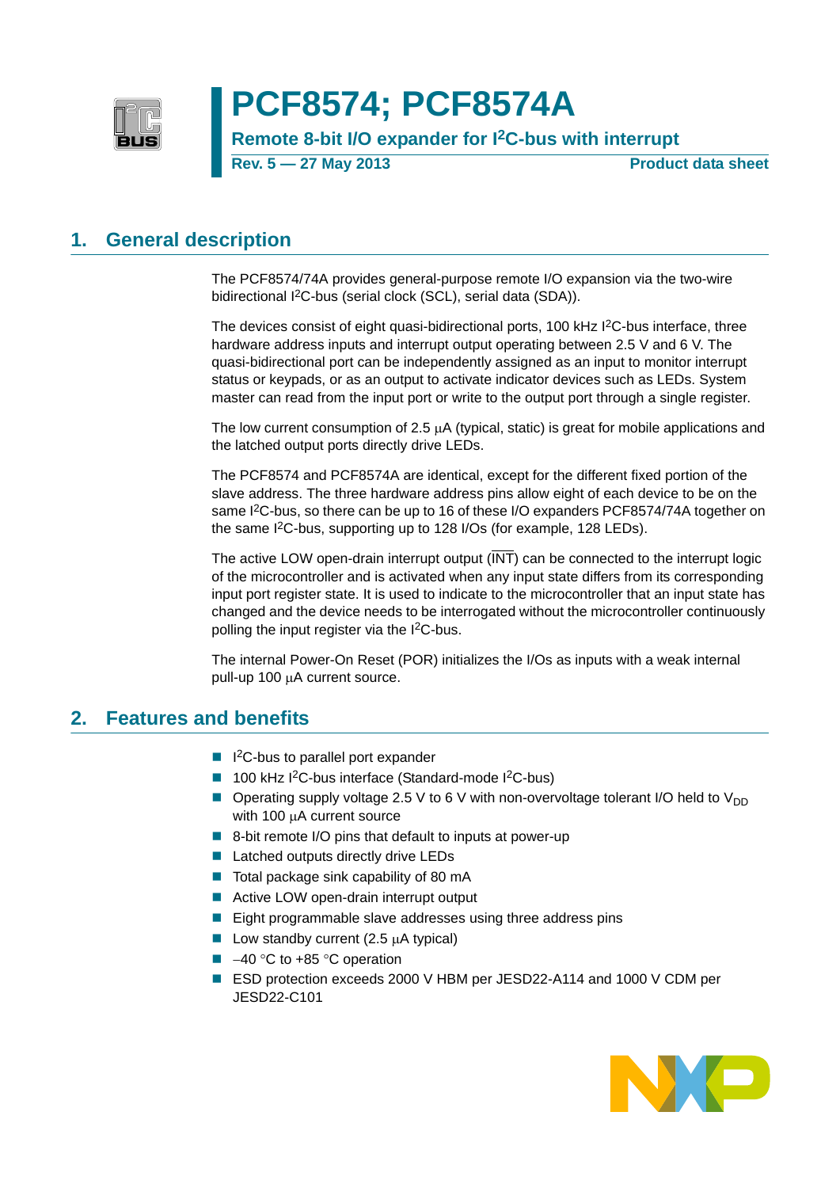# PCF8574; PCF8574A

**Remote 8-bit I/O expander for I²C-bus with interrupt**

**Rev. 5 — 27 May 2013** **Product data sheet**

## 1. General description

The PCF8574/74A provides general-purpose remote I/O expansion via the two-wire bidirectional I²C-bus (serial clock (SCL), serial data (SDA)).

The devices consist of eight quasi-bidirectional ports, 100 kHz I²C-bus interface, three hardware address inputs and interrupt output operating between 2.5 V and 6 V. The quasi-bidirectional port can be independently assigned as an input to monitor interrupt status or keypads, or as an output to activate indicator devices such as LEDs. System master can read from the input port or write to the output port through a single register.

The low current consumption of 2.5 μA (typical, static) is great for mobile applications and the latched output ports directly drive LEDs.

The PCF8574 and PCF8574A are identical, except for the different fixed portion of the slave address. The three hardware address pins allow eight of each device to be on the same I²C-bus, so there can be up to 16 of these I/O expanders PCF8574/74A together on the same I²C-bus, supporting up to 128 I/Os (for example, 128 LEDs).

The active LOW open-drain interrupt output ($\overline{INT}$) can be connected to the interrupt logic of the microcontroller and is activated when any input state differs from its corresponding input port register state. It is used to indicate to the microcontroller that an input state has changed and the device needs to be interrogated without the microcontroller continuously polling the input register via the I²C-bus.

The internal Power-On Reset (POR) initializes the I/Os as inputs with a weak internal pull-up 100 μA current source.

## 2. Features and benefits

- I²C-bus to parallel port expander
- 100 kHz I²C-bus interface (Standard-mode I²C-bus)
- Operating supply voltage 2.5 V to 6 V with non-overvoltage tolerant I/O held to $V_{DD}$ with 100 μA current source
- 8-bit remote I/O pins that default to inputs at power-up
- Latched outputs directly drive LEDs
- Total package sink capability of 80 mA
- Active LOW open-drain interrupt output
- Eight programmable slave addresses using three address pins
- Low standby current (2.5 μA typical)
- −40 °C to +85 °C operation
- ESD protection exceeds 2000 V HBM per JESD22-A114 and 1000 V CDM per JESD22-C101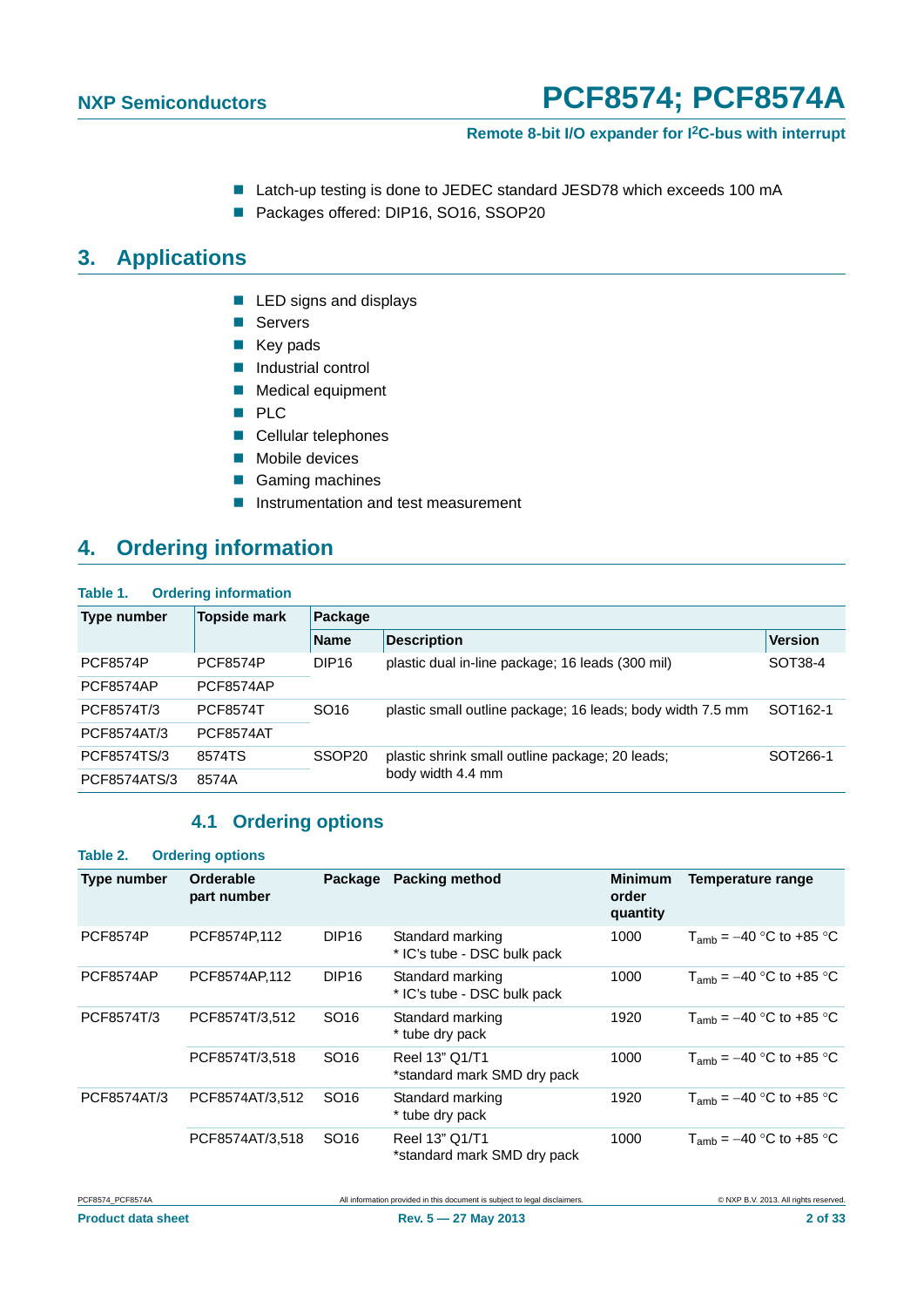- Latch-up testing is done to JEDEC standard JESD78 which exceeds 100 mA
- Packages offered: DIP16, SO16, SSOP20

# 3. Applications

- LED signs and displays
- Servers
- Key pads
- Industrial control
- Medical equipment
- PLC
- Cellular telephones
- Mobile devices
- Gaming machines
- Instrumentation and test measurement

# 4. Ordering information

**Table 1. Ordering information**

| Type number | Topside mark | Package | | |
|---|---|---|---|---|
| | | Name | Description | Version |
| PCF8574P | PCF8574P | DIP16 | plastic dual in-line package; 16 leads (300 mil) | SOT38-4 |
| PCF8574AP | PCF8574AP | | | |
| PCF8574T/3 | PCF8574T | SO16 | plastic small outline package; 16 leads; body width 7.5 mm | SOT162-1 |
| PCF8574AT/3 | PCF8574AT | | | |
| PCF8574TS/3 | 8574TS | SSOP20 | plastic shrink small outline package; 20 leads; body width 4.4 mm | SOT266-1 |
| PCF8574ATS/3 | 8574A | | | |

## 4.1 Ordering options

**Table 2. Ordering options**

| Type number | Orderable part number | Package | Packing method | Minimum order quantity | Temperature range |
|---|---|---|---|---|---|
| PCF8574P | PCF8574P,112 | DIP16 | Standard marking * IC's tube - DSC bulk pack | 1000 | $T_{amb}$ = −40 °C to +85 °C |
| PCF8574AP | PCF8574AP,112 | DIP16 | Standard marking * IC's tube - DSC bulk pack | 1000 | $T_{amb}$ = −40 °C to +85 °C |
| PCF8574T/3 | PCF8574T/3,512 | SO16 | Standard marking * tube dry pack | 1920 | $T_{amb}$ = −40 °C to +85 °C |
| | PCF8574T/3,518 | SO16 | Reel 13" Q1/T1 *standard mark SMD dry pack | 1000 | $T_{amb}$ = −40 °C to +85 °C |
| PCF8574AT/3 | PCF8574AT/3,512 | SO16 | Standard marking * tube dry pack | 1920 | $T_{amb}$ = −40 °C to +85 °C |
| | PCF8574AT/3,518 | SO16 | Reel 13" Q1/T1 *standard mark SMD dry pack | 1000 | $T_{amb}$ = −40 °C to +85 °C |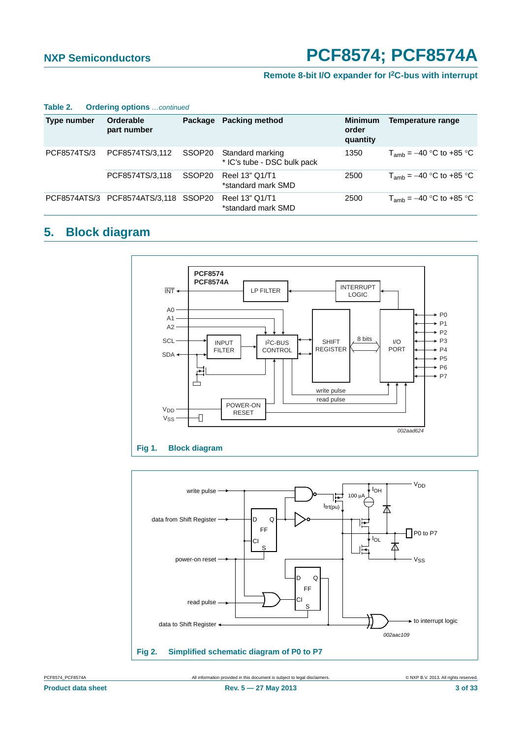**Table 2. Ordering options** *...continued*

| Type number | Orderable part number | Package | Packing method | Minimum order quantity | Temperature range |
|---|---|---|---|---|---|
| PCF8574TS/3 | PCF8574TS/3,112 | SSOP20 | Standard marking * IC's tube - DSC bulk pack | 1350 | $T_{amb}$ = −40 °C to +85 °C |
| | PCF8574TS/3,118 | SSOP20 | Reel 13" Q1/T1 *standard mark SMD | 2500 | $T_{amb}$ = −40 °C to +85 °C |
| PCF8574ATS/3 | PCF8574ATS/3,118 | SSOP20 | Reel 13" Q1/T1 *standard mark SMD | 2500 | $T_{amb}$ = −40 °C to +85 °C |

## 5. Block diagram

**Fig 1. Block diagram**

**Fig 2. Simplified schematic diagram of P0 to P7**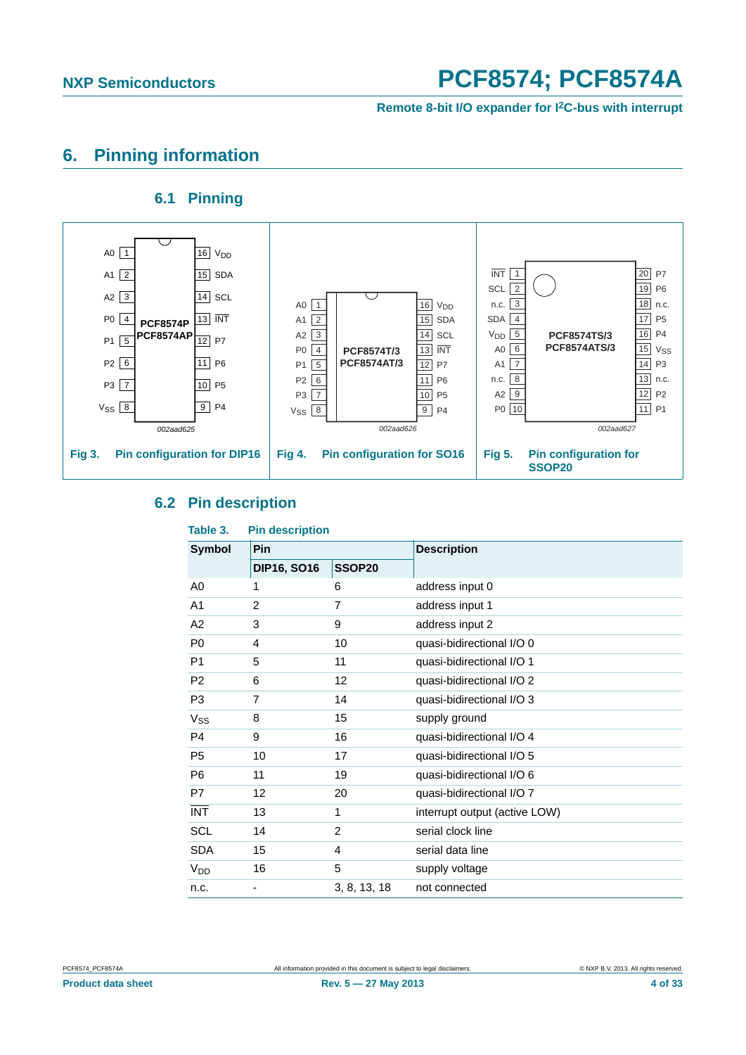# 6. Pinning information

## 6.1 Pinning

Fig 3. Pin configuration for DIP16

Fig 4. Pin configuration for SO16

Fig 5. Pin configuration for SSOP20

## 6.2 Pin description

Table 3. Pin description

| Symbol | Pin | | Description |
|---|---|---|---|
| | DIP16, SO16 | SSOP20 | |
| A0 | 1 | 6 | address input 0 |
| A1 | 2 | 7 | address input 1 |
| A2 | 3 | 9 | address input 2 |
| P0 | 4 | 10 | quasi-bidirectional I/O 0 |
| P1 | 5 | 11 | quasi-bidirectional I/O 1 |
| P2 | 6 | 12 | quasi-bidirectional I/O 2 |
| P3 | 7 | 14 | quasi-bidirectional I/O 3 |
| $V_{SS}$ | 8 | 15 | supply ground |
| P4 | 9 | 16 | quasi-bidirectional I/O 4 |
| P5 | 10 | 17 | quasi-bidirectional I/O 5 |
| P6 | 11 | 19 | quasi-bidirectional I/O 6 |
| P7 | 12 | 20 | quasi-bidirectional I/O 7 |
| $\overline{INT}$ | 13 | 1 | interrupt output (active LOW) |
| SCL | 14 | 2 | serial clock line |
| SDA | 15 | 4 | serial data line |
| $V_{DD}$ | 16 | 5 | supply voltage |
| n.c. | - | 3, 8, 13, 18 | not connected |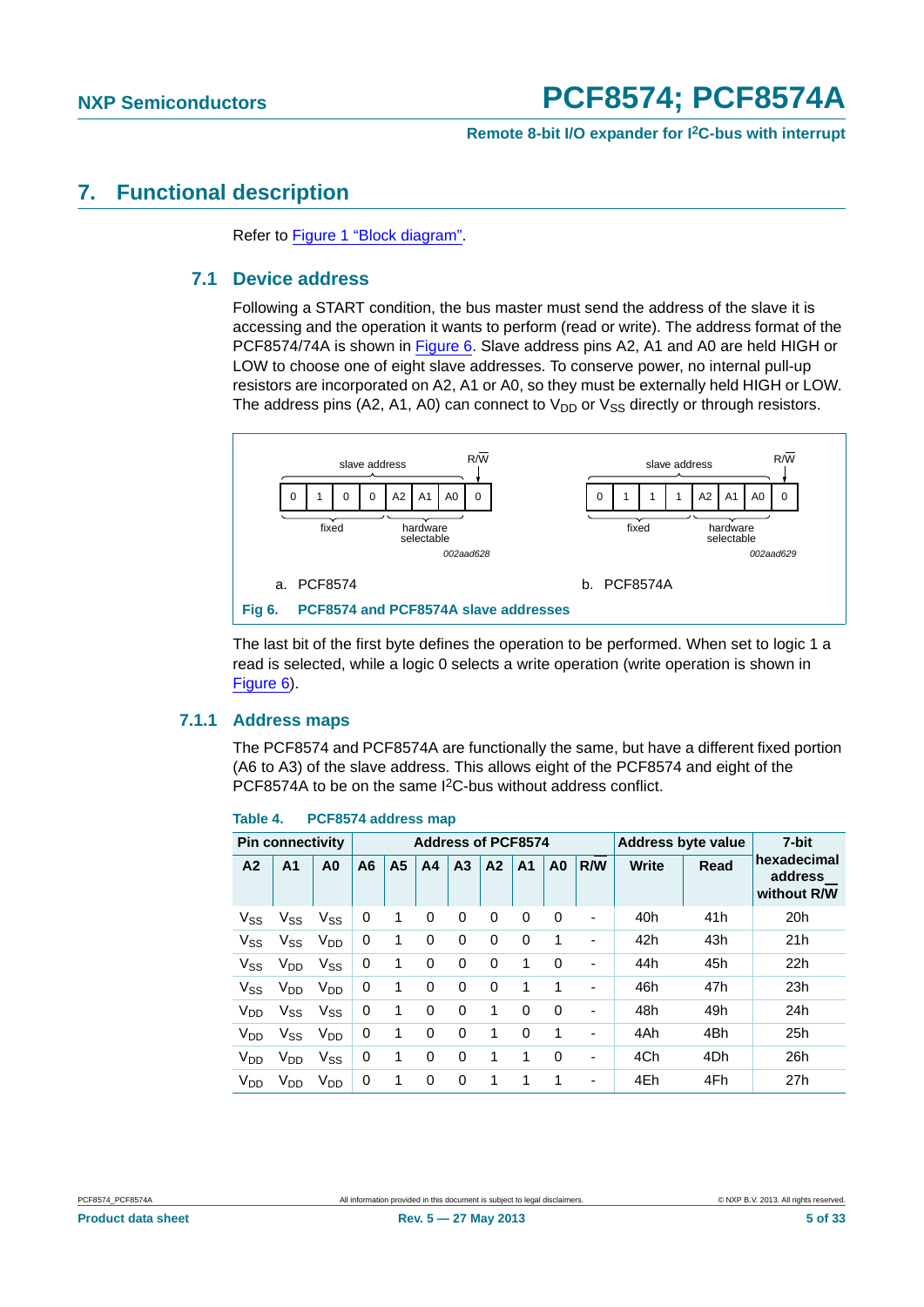# 7. Functional description

Refer to Figure 1 “Block diagram”.

## 7.1 Device address

Following a START condition, the bus master must send the address of the slave it is accessing and the operation it wants to perform (read or write). The address format of the PCF8574/74A is shown in Figure 6. Slave address pins A2, A1 and A0 are held HIGH or LOW to choose one of eight slave addresses. To conserve power, no internal pull-up resistors are incorporated on A2, A1 or A0, so they must be externally held HIGH or LOW. The address pins (A2, A1, A0) can connect to $V_{DD}$ or $V_{SS}$ directly or through resistors.

a. PCF8574

| 0 | 1 | 0 | 0 | A2 | A1 | A0 | 0 |
|---|---|---|---|---|---|---|---|

slave address; R/W; fixed; hardware selectable

002aad628

b. PCF8574A

| 0 | 1 | 1 | 1 | A2 | A1 | A0 | 0 |
|---|---|---|---|---|---|---|---|

slave address; R/W; fixed; hardware selectable

002aad629

**Fig 6. PCF8574 and PCF8574A slave addresses**

The last bit of the first byte defines the operation to be performed. When set to logic 1 a read is selected, while a logic 0 selects a write operation (write operation is shown in Figure 6).

### 7.1.1 Address maps

The PCF8574 and PCF8574A are functionally the same, but have a different fixed portion (A6 to A3) of the slave address. This allows eight of the PCF8574 and eight of the PCF8574A to be on the same I²C-bus without address conflict.

**Table 4. PCF8574 address map**

| Pin connectivity | | | Address of PCF8574 | | | | | | | | Address byte value | | 7-bit hexadecimal address without R/W |
|---|---|---|---|---|---|---|---|---|---|---|---|---|---|
| A2 | A1 | A0 | A6 | A5 | A4 | A3 | A2 | A1 | A0 | R/W | Write | Read | |
| $V_{SS}$ | $V_{SS}$ | $V_{SS}$ | 0 | 1 | 0 | 0 | 0 | 0 | 0 | - | 40h | 41h | 20h |
| $V_{SS}$ | $V_{SS}$ | $V_{DD}$ | 0 | 1 | 0 | 0 | 0 | 0 | 1 | - | 42h | 43h | 21h |
| $V_{SS}$ | $V_{DD}$ | $V_{SS}$ | 0 | 1 | 0 | 0 | 0 | 1 | 0 | - | 44h | 45h | 22h |
| $V_{SS}$ | $V_{DD}$ | $V_{DD}$ | 0 | 1 | 0 | 0 | 0 | 1 | 1 | - | 46h | 47h | 23h |
| $V_{DD}$ | $V_{SS}$ | $V_{SS}$ | 0 | 1 | 0 | 0 | 1 | 0 | 0 | - | 48h | 49h | 24h |
| $V_{DD}$ | $V_{SS}$ | $V_{DD}$ | 0 | 1 | 0 | 0 | 1 | 0 | 1 | - | 4Ah | 4Bh | 25h |
| $V_{DD}$ | $V_{DD}$ | $V_{SS}$ | 0 | 1 | 0 | 0 | 1 | 1 | 0 | - | 4Ch | 4Dh | 26h |
| $V_{DD}$ | $V_{DD}$ | $V_{DD}$ | 0 | 1 | 0 | 0 | 1 | 1 | 1 | - | 4Eh | 4Fh | 27h |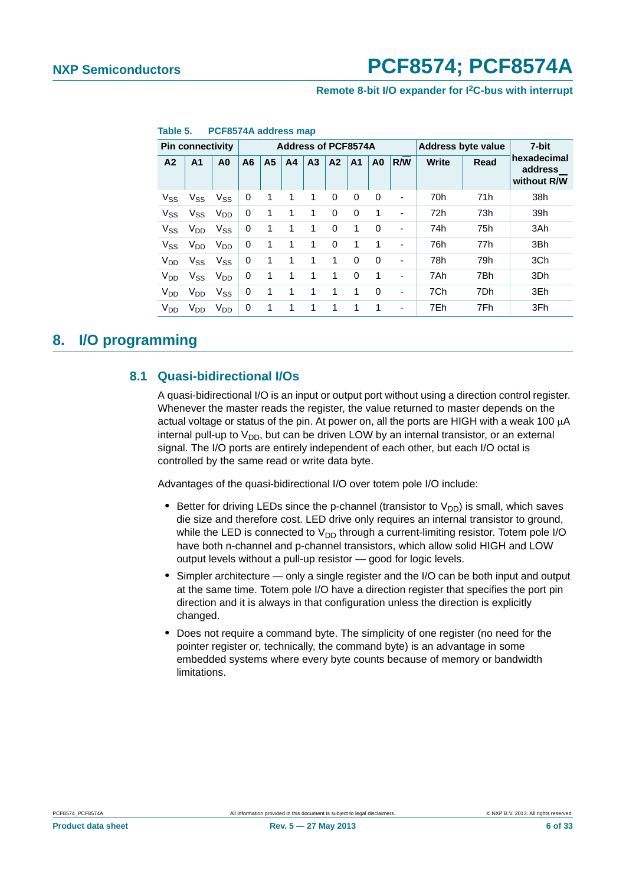**Table 5. PCF8574A address map**

| Pin connectivity | | | Address of PCF8574A | | | | | | | | Address byte value | | 7-bit hexadecimal address without R/$\overline{W}$ |
|---|---|---|---|---|---|---|---|---|---|---|---|---|---|
| A2 | A1 | A0 | A6 | A5 | A4 | A3 | A2 | A1 | A0 | R/$\overline{W}$ | Write | Read | |
| $V_{SS}$ | $V_{SS}$ | $V_{SS}$ | 0 | 1 | 1 | 1 | 0 | 0 | 0 | - | 70h | 71h | 38h |
| $V_{SS}$ | $V_{SS}$ | $V_{DD}$ | 0 | 1 | 1 | 1 | 0 | 0 | 1 | - | 72h | 73h | 39h |
| $V_{SS}$ | $V_{DD}$ | $V_{SS}$ | 0 | 1 | 1 | 1 | 0 | 1 | 0 | - | 74h | 75h | 3Ah |
| $V_{SS}$ | $V_{DD}$ | $V_{DD}$ | 0 | 1 | 1 | 1 | 0 | 1 | 1 | - | 76h | 77h | 3Bh |
| $V_{DD}$ | $V_{SS}$ | $V_{SS}$ | 0 | 1 | 1 | 1 | 1 | 0 | 0 | - | 78h | 79h | 3Ch |
| $V_{DD}$ | $V_{SS}$ | $V_{DD}$ | 0 | 1 | 1 | 1 | 1 | 0 | 1 | - | 7Ah | 7Bh | 3Dh |
| $V_{DD}$ | $V_{DD}$ | $V_{SS}$ | 0 | 1 | 1 | 1 | 1 | 1 | 0 | - | 7Ch | 7Dh | 3Eh |
| $V_{DD}$ | $V_{DD}$ | $V_{DD}$ | 0 | 1 | 1 | 1 | 1 | 1 | 1 | - | 7Eh | 7Fh | 3Fh |

# 8. I/O programming

## 8.1 Quasi-bidirectional I/Os

A quasi-bidirectional I/O is an input or output port without using a direction control register. Whenever the master reads the register, the value returned to master depends on the actual voltage or status of the pin. At power on, all the ports are HIGH with a weak 100 μA internal pull-up to $V_{DD}$, but can be driven LOW by an internal transistor, or an external signal. The I/O ports are entirely independent of each other, but each I/O octal is controlled by the same read or write data byte.

Advantages of the quasi-bidirectional I/O over totem pole I/O include:

- Better for driving LEDs since the p-channel (transistor to $V_{DD}$) is small, which saves die size and therefore cost. LED drive only requires an internal transistor to ground, while the LED is connected to $V_{DD}$ through a current-limiting resistor. Totem pole I/O have both n-channel and p-channel transistors, which allow solid HIGH and LOW output levels without a pull-up resistor — good for logic levels.
- Simpler architecture — only a single register and the I/O can be both input and output at the same time. Totem pole I/O have a direction register that specifies the port pin direction and it is always in that configuration unless the direction is explicitly changed.
- Does not require a command byte. The simplicity of one register (no need for the pointer register or, technically, the command byte) is an advantage in some embedded systems where every byte counts because of memory or bandwidth limitations.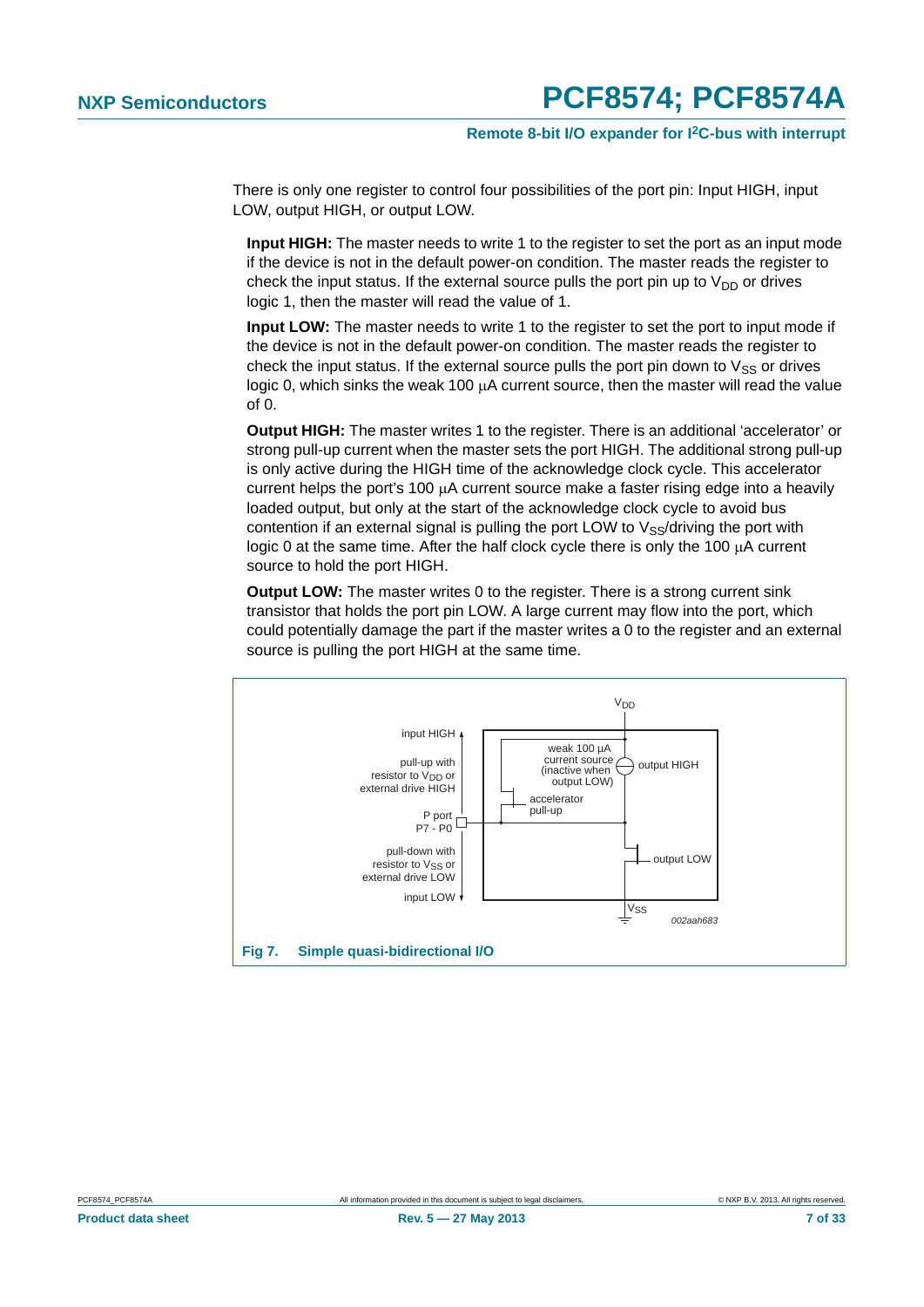There is only one register to control four possibilities of the port pin: Input HIGH, input LOW, output HIGH, or output LOW.

**Input HIGH:** The master needs to write 1 to the register to set the port as an input mode if the device is not in the default power-on condition. The master reads the register to check the input status. If the external source pulls the port pin up to $V_{DD}$ or drives logic 1, then the master will read the value of 1.

**Input LOW:** The master needs to write 1 to the register to set the port to input mode if the device is not in the default power-on condition. The master reads the register to check the input status. If the external source pulls the port pin down to $V_{SS}$ or drives logic 0, which sinks the weak 100 μA current source, then the master will read the value of 0.

**Output HIGH:** The master writes 1 to the register. There is an additional ‘accelerator’ or strong pull-up current when the master sets the port HIGH. The additional strong pull-up is only active during the HIGH time of the acknowledge clock cycle. This accelerator current helps the port’s 100 μA current source make a faster rising edge into a heavily loaded output, but only at the start of the acknowledge clock cycle to avoid bus contention if an external signal is pulling the port LOW to $V_{SS}$/driving the port with logic 0 at the same time. After the half clock cycle there is only the 100 μA current source to hold the port HIGH.

**Output LOW:** The master writes 0 to the register. There is a strong current sink transistor that holds the port pin LOW. A large current may flow into the port, which could potentially damage the part if the master writes a 0 to the register and an external source is pulling the port HIGH at the same time.

**Fig 7. Simple quasi-bidirectional I/O**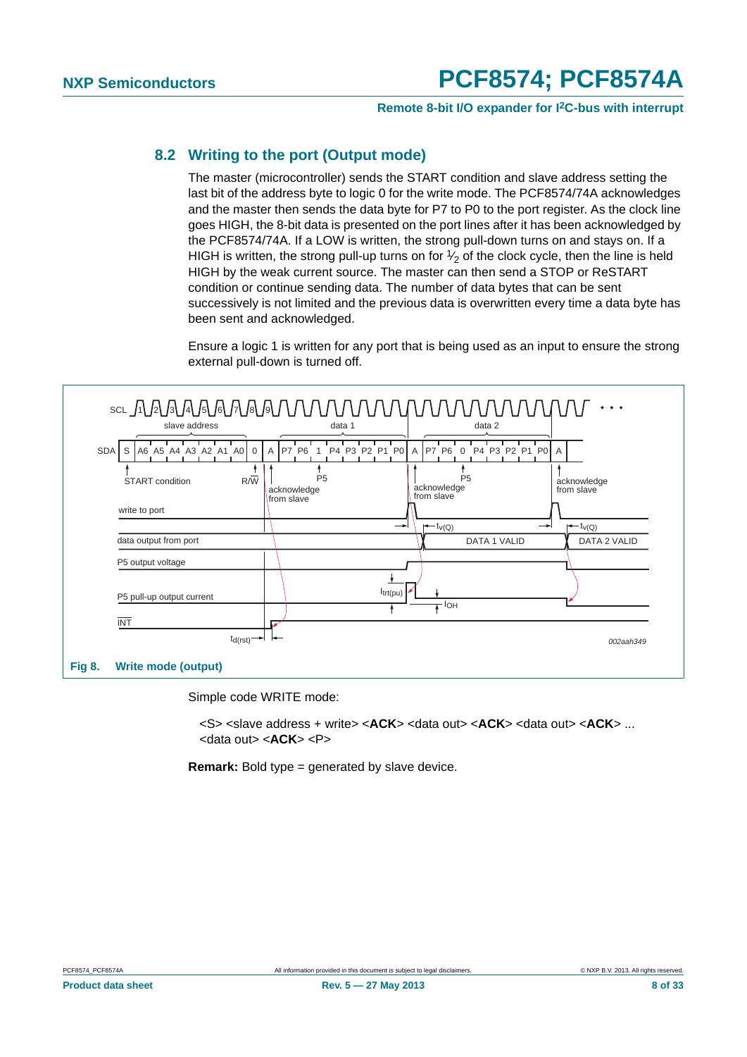## 8.2 Writing to the port (Output mode)

The master (microcontroller) sends the START condition and slave address setting the last bit of the address byte to logic 0 for the write mode. The PCF8574/74A acknowledges and the master then sends the data byte for P7 to P0 to the port register. As the clock line goes HIGH, the 8-bit data is presented on the port lines after it has been acknowledged by the PCF8574/74A. If a LOW is written, the strong pull-down turns on and stays on. If a HIGH is written, the strong pull-up turns on for $\frac{1}{2}$ of the clock cycle, then the line is held HIGH by the weak current source. The master can then send a STOP or ReSTART condition or continue sending data. The number of data bytes that can be sent successively is not limited and the previous data is overwritten every time a data byte has been sent and acknowledged.

Ensure a logic 1 is written for any port that is being used as an input to ensure the strong external pull-down is turned off.

**Fig 8. Write mode (output)**

Simple code WRITE mode:

<S> <slave address + write> <**ACK**> <data out> <**ACK**> <data out> <**ACK**> ...
<data out> <**ACK**> <P>

**Remark:** Bold type = generated by slave device.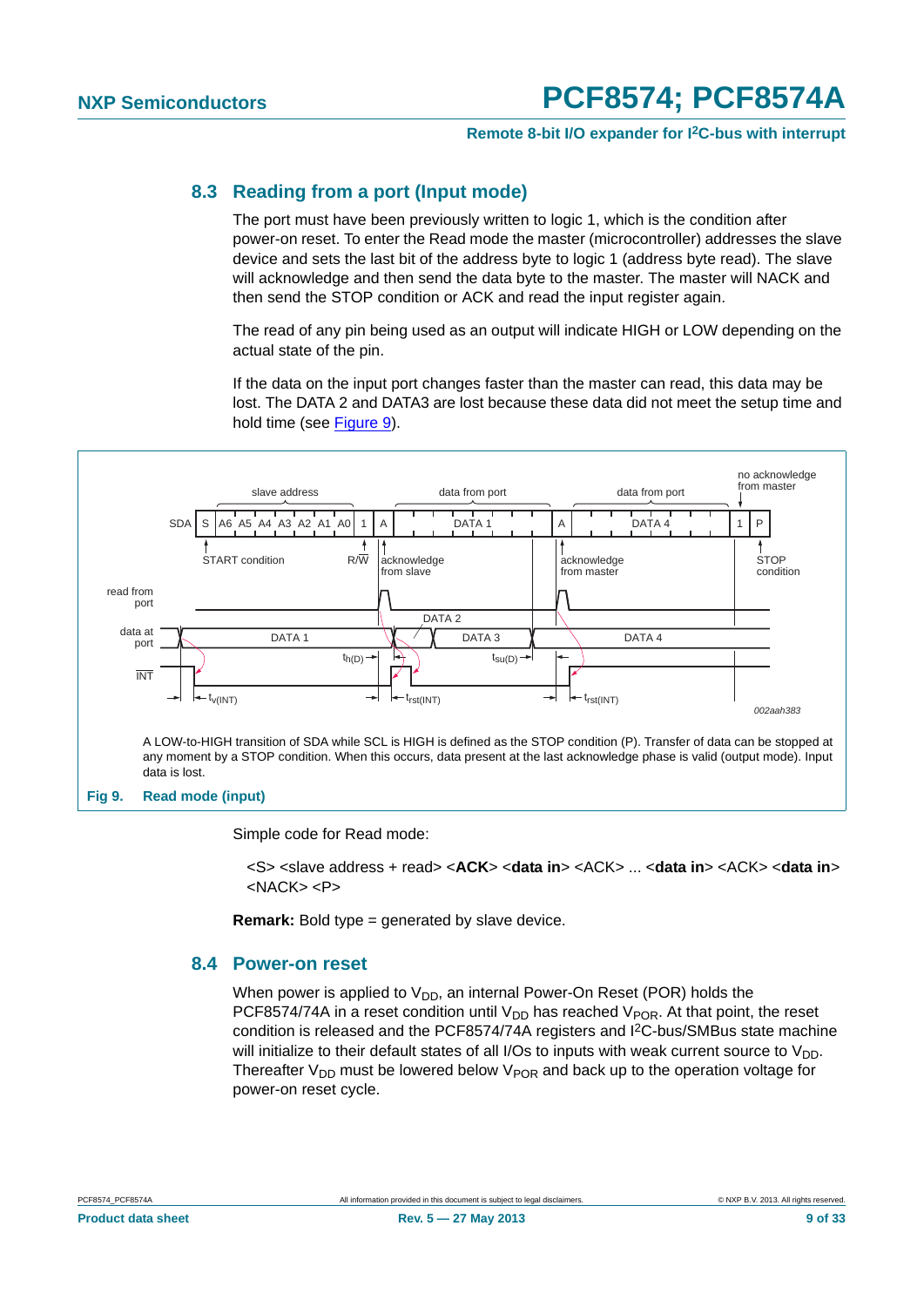## 8.3 Reading from a port (Input mode)

The port must have been previously written to logic 1, which is the condition after power-on reset. To enter the Read mode the master (microcontroller) addresses the slave device and sets the last bit of the address byte to logic 1 (address byte read). The slave will acknowledge and then send the data byte to the master. The master will NACK and then send the STOP condition or ACK and read the input register again.

The read of any pin being used as an output will indicate HIGH or LOW depending on the actual state of the pin.

If the data on the input port changes faster than the master can read, this data may be lost. The DATA 2 and DATA3 are lost because these data did not meet the setup time and hold time (see Figure 9).

A LOW-to-HIGH transition of SDA while SCL is HIGH is defined as the STOP condition (P). Transfer of data can be stopped at any moment by a STOP condition. When this occurs, data present at the last acknowledge phase is valid (output mode). Input data is lost.

**Fig 9. Read mode (input)**

Simple code for Read mode:

<S> <slave address + read> <**ACK**> <**data in**> <ACK> ... <**data in**> <ACK> <**data in**> <NACK> <P>

**Remark:** Bold type = generated by slave device.

## 8.4 Power-on reset

When power is applied to $V_{DD}$, an internal Power-On Reset (POR) holds the PCF8574/74A in a reset condition until $V_{DD}$ has reached $V_{POR}$. At that point, the reset condition is released and the PCF8574/74A registers and I²C-bus/SMBus state machine will initialize to their default states of all I/Os to inputs with weak current source to $V_{DD}$. Thereafter $V_{DD}$ must be lowered below $V_{POR}$ and back up to the operation voltage for power-on reset cycle.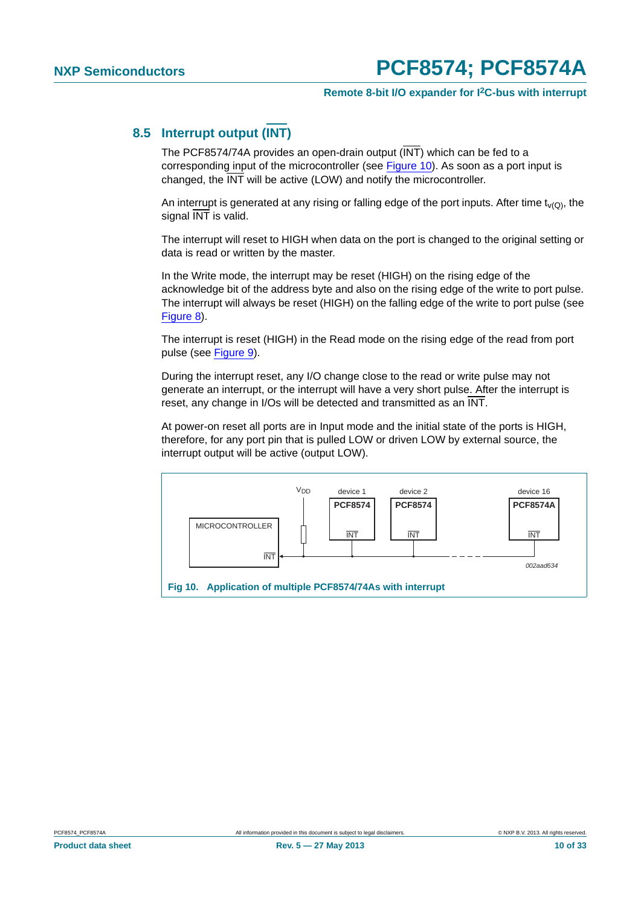## 8.5 Interrupt output ($\overline{INT}$)

The PCF8574/74A provides an open-drain output ($\overline{INT}$) which can be fed to a corresponding input of the microcontroller (see Figure 10). As soon as a port input is changed, the $\overline{INT}$ will be active (LOW) and notify the microcontroller.

An interrupt is generated at any rising or falling edge of the port inputs. After time $t_{v(Q)}$, the signal $\overline{INT}$ is valid.

The interrupt will reset to HIGH when data on the port is changed to the original setting or data is read or written by the master.

In the Write mode, the interrupt may be reset (HIGH) on the rising edge of the acknowledge bit of the address byte and also on the rising edge of the write to port pulse. The interrupt will always be reset (HIGH) on the falling edge of the write to port pulse (see Figure 8).

The interrupt is reset (HIGH) in the Read mode on the rising edge of the read from port pulse (see Figure 9).

During the interrupt reset, any I/O change close to the read or write pulse may not generate an interrupt, or the interrupt will have a very short pulse. After the interrupt is reset, any change in I/Os will be detected and transmitted as an $\overline{INT}$.

At power-on reset all ports are in Input mode and the initial state of the ports is HIGH, therefore, for any port pin that is pulled LOW or driven LOW by external source, the interrupt output will be active (output LOW).

MICROCONTROLLER $\overline{INT}$ — $V_{DD}$ — device 1 PCF8574 $\overline{INT}$ — device 2 PCF8574 $\overline{INT}$ — device 16 PCF8574A $\overline{INT}$

002aad634

**Fig 10. Application of multiple PCF8574/74As with interrupt**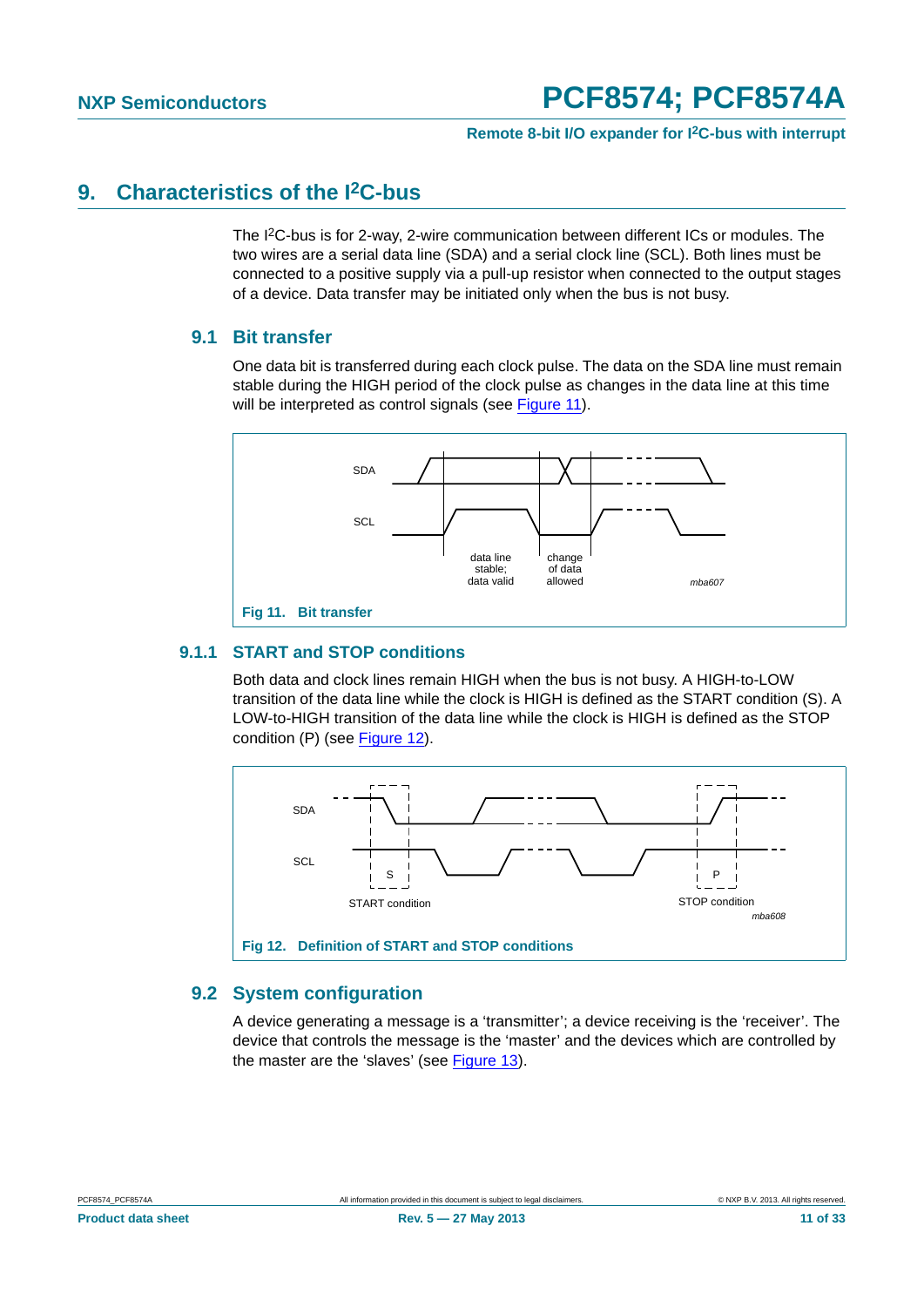## 9. Characteristics of the I²C-bus

The I²C-bus is for 2-way, 2-wire communication between different ICs or modules. The two wires are a serial data line (SDA) and a serial clock line (SCL). Both lines must be connected to a positive supply via a pull-up resistor when connected to the output stages of a device. Data transfer may be initiated only when the bus is not busy.

### 9.1 Bit transfer

One data bit is transferred during each clock pulse. The data on the SDA line must remain stable during the HIGH period of the clock pulse as changes in the data line at this time will be interpreted as control signals (see Figure 11).

SDA

SCL

data line stable; data valid

change of data allowed

*mba607*

**Fig 11. Bit transfer**

#### 9.1.1 START and STOP conditions

Both data and clock lines remain HIGH when the bus is not busy. A HIGH-to-LOW transition of the data line while the clock is HIGH is defined as the START condition (S). A LOW-to-HIGH transition of the data line while the clock is HIGH is defined as the STOP condition (P) (see Figure 12).

SDA

SCL

S

P

START condition

STOP condition

*mba608*

**Fig 12. Definition of START and STOP conditions**

### 9.2 System configuration

A device generating a message is a 'transmitter'; a device receiving is the 'receiver'. The device that controls the message is the 'master' and the devices which are controlled by the master are the 'slaves' (see Figure 13).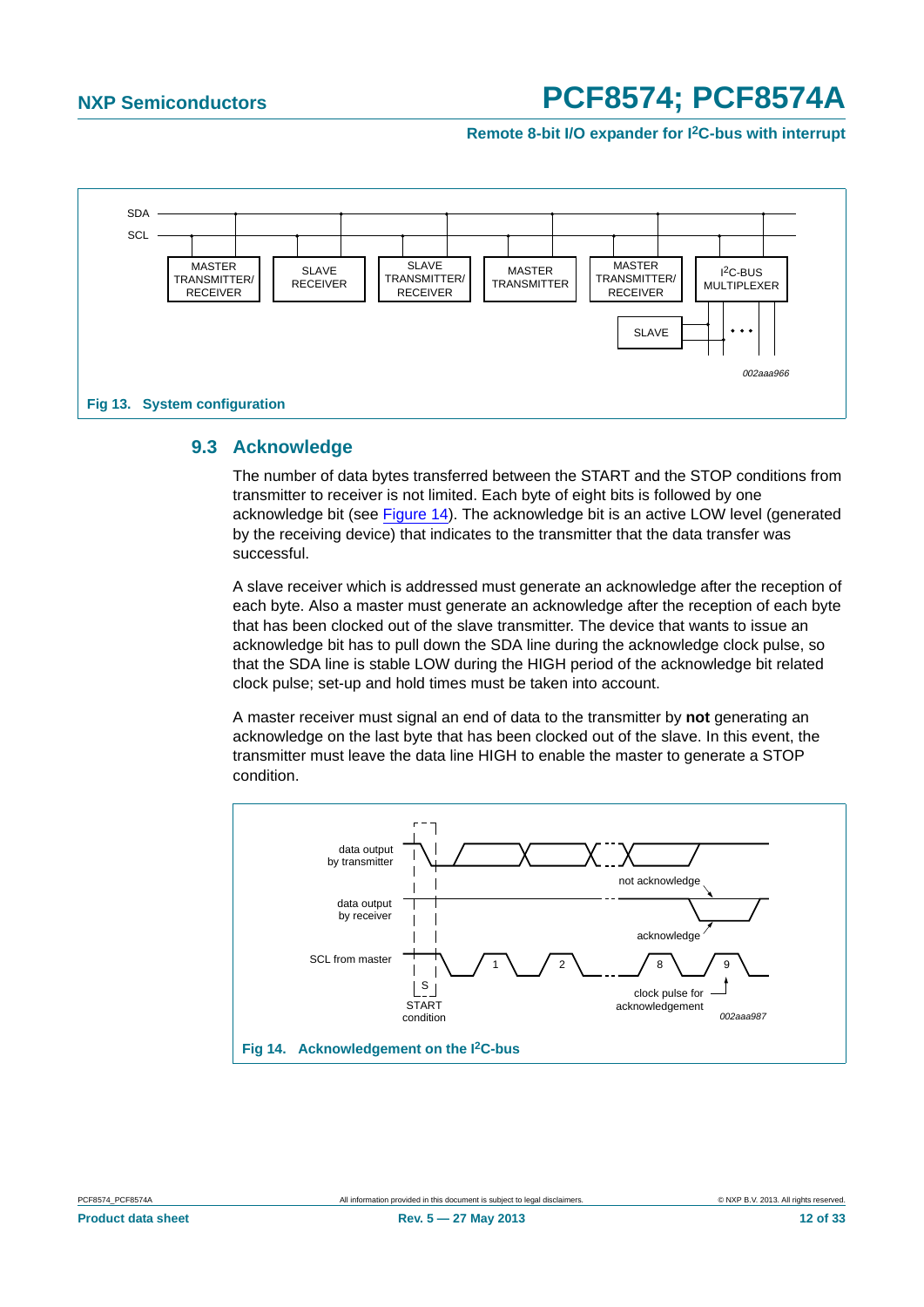Fig 13. System configuration

## 9.3 Acknowledge

The number of data bytes transferred between the START and the STOP conditions from transmitter to receiver is not limited. Each byte of eight bits is followed by one acknowledge bit (see Figure 14). The acknowledge bit is an active LOW level (generated by the receiving device) that indicates to the transmitter that the data transfer was successful.

A slave receiver which is addressed must generate an acknowledge after the reception of each byte. Also a master must generate an acknowledge after the reception of each byte that has been clocked out of the slave transmitter. The device that wants to issue an acknowledge bit has to pull down the SDA line during the acknowledge clock pulse, so that the SDA line is stable LOW during the HIGH period of the acknowledge bit related clock pulse; set-up and hold times must be taken into account.

A master receiver must signal an end of data to the transmitter by **not** generating an acknowledge on the last byte that has been clocked out of the slave. In this event, the transmitter must leave the data line HIGH to enable the master to generate a STOP condition.

Fig 14. Acknowledgement on the I2C-bus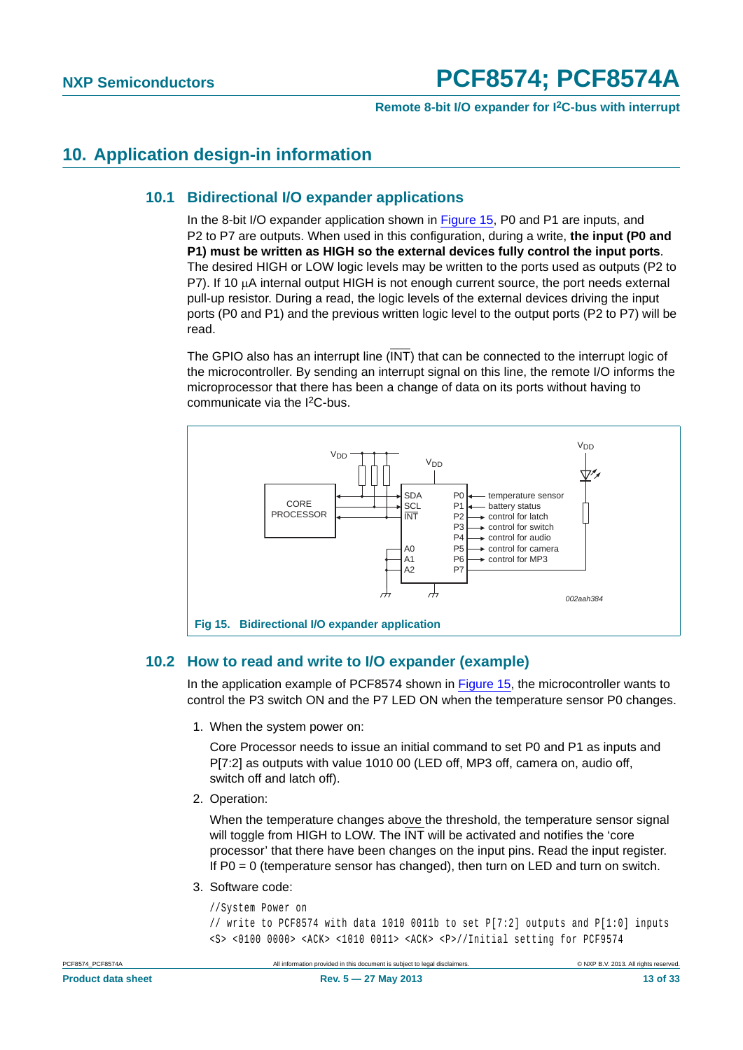# 10. Application design-in information

## 10.1 Bidirectional I/O expander applications

In the 8-bit I/O expander application shown in Figure 15, P0 and P1 are inputs, and P2 to P7 are outputs. When used in this configuration, during a write, **the input (P0 and P1) must be written as HIGH so the external devices fully control the input ports**. The desired HIGH or LOW logic levels may be written to the ports used as outputs (P2 to P7). If 10 μA internal output HIGH is not enough current source, the port needs external pull-up resistor. During a read, the logic levels of the external devices driving the input ports (P0 and P1) and the previous written logic level to the output ports (P2 to P7) will be read.

The GPIO also has an interrupt line ($\overline{INT}$) that can be connected to the interrupt logic of the microcontroller. By sending an interrupt signal on this line, the remote I/O informs the microprocessor that there has been a change of data on its ports without having to communicate via the I²C-bus.

Fig 15. Bidirectional I/O expander application

## 10.2 How to read and write to I/O expander (example)

In the application example of PCF8574 shown in Figure 15, the microcontroller wants to control the P3 switch ON and the P7 LED ON when the temperature sensor P0 changes.

1. When the system power on:

   Core Processor needs to issue an initial command to set P0 and P1 as inputs and P[7:2] as outputs with value 1010 00 (LED off, MP3 off, camera on, audio off, switch off and latch off).

2. Operation:

   When the temperature changes above the threshold, the temperature sensor signal will toggle from HIGH to LOW. The $\overline{INT}$ will be activated and notifies the 'core processor' that there have been changes on the input pins. Read the input register. If P0 = 0 (temperature sensor has changed), then turn on LED and turn on switch.

3. Software code:

```
//System Power on
// write to PCF8574 with data 1010 0011b to set P[7:2] outputs and P[1:0] inputs
<S> <0100 0000> <ACK> <1010 0011> <ACK> <P>//Initial setting for PCF9574
```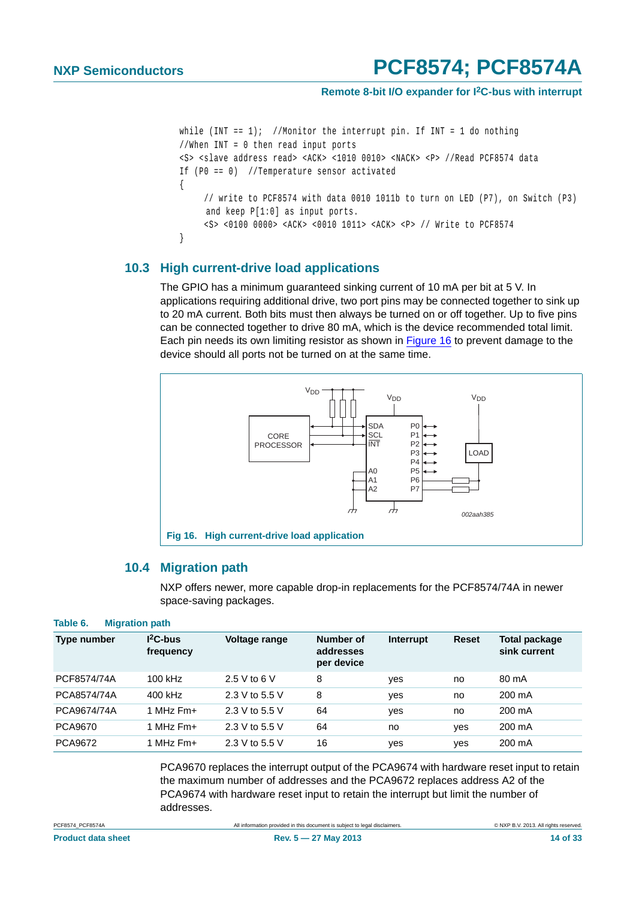```
while (INT == 1);  //Monitor the interrupt pin. If INT = 1 do nothing
//When INT = 0 then read input ports
<S> <slave address read> <ACK> <1010 0010> <NACK> <P> //Read PCF8574 data
If (P0 == 0)  //Temperature sensor activated
{
     // write to PCF8574 with data 0010 1011b to turn on LED (P7), on Switch (P3)
     and keep P[1:0] as input ports.
     <S> <0100 0000> <ACK> <0010 1011> <ACK> <P> // Write to PCF8574
}
```

## 10.3 High current-drive load applications

The GPIO has a minimum guaranteed sinking current of 10 mA per bit at 5 V. In applications requiring additional drive, two port pins may be connected together to sink up to 20 mA current. Both bits must then always be turned on or off together. Up to five pins can be connected together to drive 80 mA, which is the device recommended total limit. Each pin needs its own limiting resistor as shown in Figure 16 to prevent damage to the device should all ports not be turned on at the same time.

**Fig 16. High current-drive load application**

## 10.4 Migration path

NXP offers newer, more capable drop-in replacements for the PCF8574/74A in newer space-saving packages.

**Table 6. Migration path**

| Type number | I²C-bus frequency | Voltage range | Number of addresses per device | Interrupt | Reset | Total package sink current |
|---|---|---|---|---|---|---|
| PCF8574/74A | 100 kHz | 2.5 V to 6 V | 8 | yes | no | 80 mA |
| PCA8574/74A | 400 kHz | 2.3 V to 5.5 V | 8 | yes | no | 200 mA |
| PCA9674/74A | 1 MHz Fm+ | 2.3 V to 5.5 V | 64 | yes | no | 200 mA |
| PCA9670 | 1 MHz Fm+ | 2.3 V to 5.5 V | 64 | no | yes | 200 mA |
| PCA9672 | 1 MHz Fm+ | 2.3 V to 5.5 V | 16 | yes | yes | 200 mA |

PCA9670 replaces the interrupt output of the PCA9674 with hardware reset input to retain the maximum number of addresses and the PCA9672 replaces address A2 of the PCA9674 with hardware reset input to retain the interrupt but limit the number of addresses.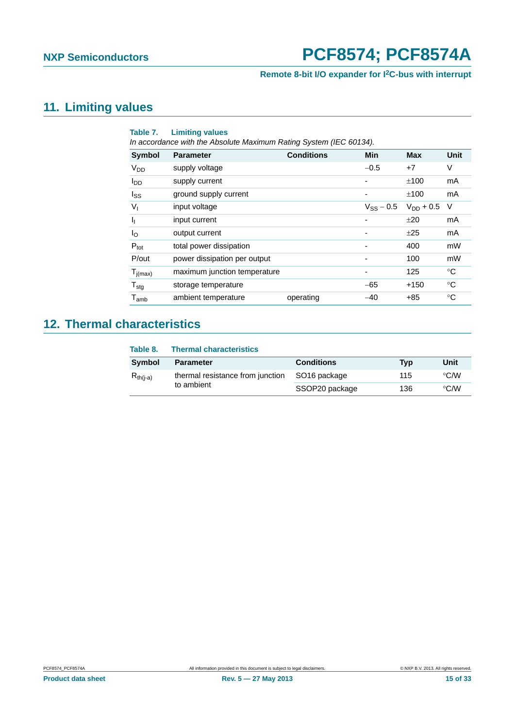## 11. Limiting values

**Table 7. Limiting values**

*In accordance with the Absolute Maximum Rating System (IEC 60134).*

| Symbol | Parameter | Conditions | Min | Max | Unit |
|---|---|---|---|---|---|
| $V_{DD}$ | supply voltage | | −0.5 | +7 | V |
| $I_{DD}$ | supply current | | - | ±100 | mA |
| $I_{SS}$ | ground supply current | | - | ±100 | mA |
| $V_I$ | input voltage | | $V_{SS} - 0.5$ | $V_{DD} + 0.5$ | V |
| $I_I$ | input current | | - | ±20 | mA |
| $I_O$ | output current | | - | ±25 | mA |
| $P_{tot}$ | total power dissipation | | - | 400 | mW |
| P/out | power dissipation per output | | - | 100 | mW |
| $T_{j(max)}$ | maximum junction temperature | | - | 125 | °C |
| $T_{stg}$ | storage temperature | | −65 | +150 | °C |
| $T_{amb}$ | ambient temperature | operating | −40 | +85 | °C |

## 12. Thermal characteristics

**Table 8. Thermal characteristics**

| Symbol | Parameter | Conditions | Typ | Unit |
|---|---|---|---|---|
| $R_{th(j-a)}$ | thermal resistance from junction to ambient | SO16 package | 115 | °C/W |
| | | SSOP20 package | 136 | °C/W |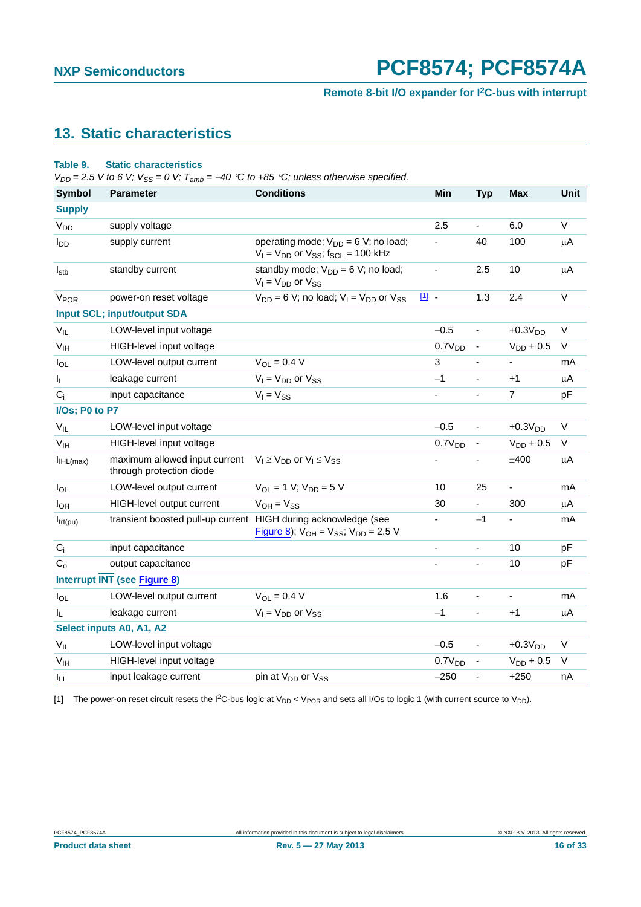# 13. Static characteristics

**Table 9. Static characteristics**

*$V_{DD}$ = 2.5 V to 6 V; $V_{SS}$ = 0 V; $T_{amb}$ = −40 °C to +85 °C; unless otherwise specified.*

| Symbol | Parameter | Conditions | | Min | Typ | Max | Unit |
|---|---|---|---|---|---|---|---|
| **Supply** | | | | | | | |
| $V_{DD}$ | supply voltage | | | 2.5 | - | 6.0 | V |
| $I_{DD}$ | supply current | operating mode; $V_{DD}$ = 6 V; no load; $V_I = V_{DD}$ or $V_{SS}$; $f_{SCL}$ = 100 kHz | | - | 40 | 100 | μA |
| $I_{stb}$ | standby current | standby mode; $V_{DD}$ = 6 V; no load; $V_I = V_{DD}$ or $V_{SS}$ | | - | 2.5 | 10 | μA |
| $V_{POR}$ | power-on reset voltage | $V_{DD}$ = 6 V; no load; $V_I = V_{DD}$ or $V_{SS}$ | [1] | - | 1.3 | 2.4 | V |
| **Input SCL; input/output SDA** | | | | | | | |
| $V_{IL}$ | LOW-level input voltage | | | −0.5 | - | $+0.3V_{DD}$ | V |
| $V_{IH}$ | HIGH-level input voltage | | | $0.7V_{DD}$ | - | $V_{DD} + 0.5$ | V |
| $I_{OL}$ | LOW-level output current | $V_{OL}$ = 0.4 V | | 3 | - | - | mA |
| $I_L$ | leakage current | $V_I = V_{DD}$ or $V_{SS}$ | | −1 | - | +1 | μA |
| $C_i$ | input capacitance | $V_I = V_{SS}$ | | - | - | 7 | pF |
| **I/Os; P0 to P7** | | | | | | | |
| $V_{IL}$ | LOW-level input voltage | | | −0.5 | - | $+0.3V_{DD}$ | V |
| $V_{IH}$ | HIGH-level input voltage | | | $0.7V_{DD}$ | - | $V_{DD} + 0.5$ | V |
| $I_{IHL(max)}$ | maximum allowed input current through protection diode | $V_I \geq V_{DD}$ or $V_I \leq V_{SS}$ | | - | - | ±400 | μA |
| $I_{OL}$ | LOW-level output current | $V_{OL}$ = 1 V; $V_{DD}$ = 5 V | | 10 | 25 | - | mA |
| $I_{OH}$ | HIGH-level output current | $V_{OH} = V_{SS}$ | | 30 | - | 300 | μA |
| $I_{trt(pu)}$ | transient boosted pull-up current | HIGH during acknowledge (see Figure 8); $V_{OH} = V_{SS}$; $V_{DD}$ = 2.5 V | | - | −1 | - | mA |
| $C_i$ | input capacitance | | | - | - | 10 | pF |
| $C_o$ | output capacitance | | | - | - | 10 | pF |
| **Interrupt INT (see Figure 8)** | | | | | | | |
| $I_{OL}$ | LOW-level output current | $V_{OL}$ = 0.4 V | | 1.6 | - | - | mA |
| $I_L$ | leakage current | $V_I = V_{DD}$ or $V_{SS}$ | | −1 | - | +1 | μA |
| **Select inputs A0, A1, A2** | | | | | | | |
| $V_{IL}$ | LOW-level input voltage | | | −0.5 | - | $+0.3V_{DD}$ | V |
| $V_{IH}$ | HIGH-level input voltage | | | $0.7V_{DD}$ | - | $V_{DD} + 0.5$ | V |
| $I_{LI}$ | input leakage current | pin at $V_{DD}$ or $V_{SS}$ | | −250 | - | +250 | nA |

[1] The power-on reset circuit resets the I²C-bus logic at $V_{DD} < V_{POR}$ and sets all I/Os to logic 1 (with current source to $V_{DD}$).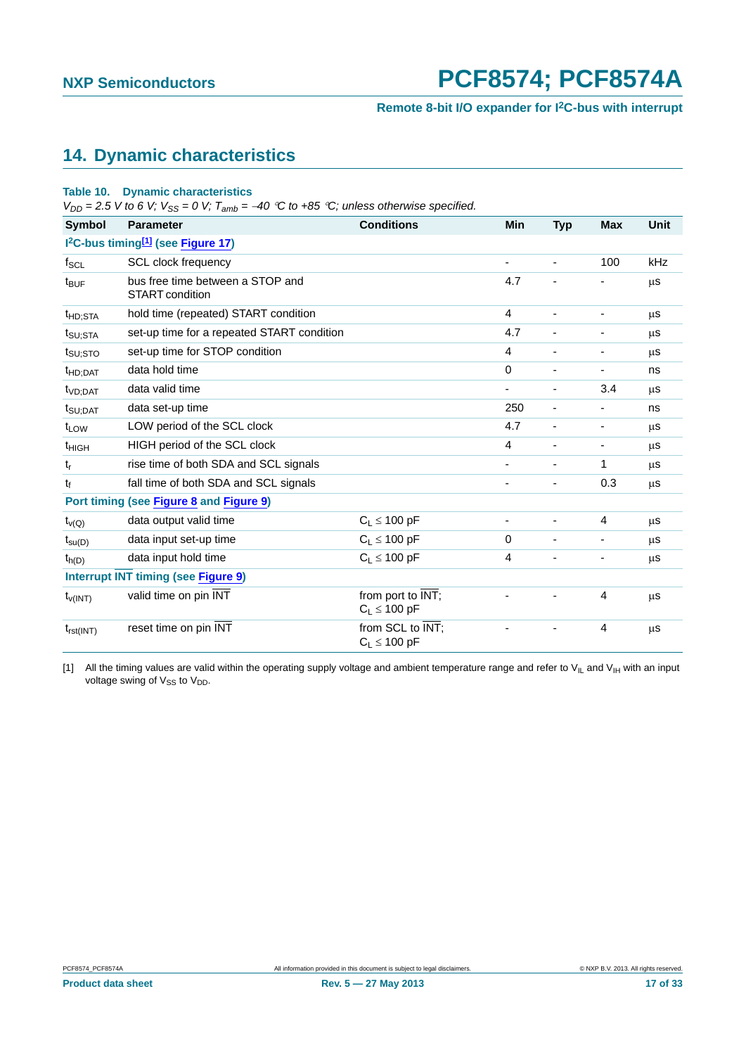## 14. Dynamic characteristics

**Table 10. Dynamic characteristics**

*$V_{DD}$ = 2.5 V to 6 V; $V_{SS}$ = 0 V; $T_{amb}$ = −40 °C to +85 °C; unless otherwise specified.*

| Symbol | Parameter | Conditions | Min | Typ | Max | Unit |
|---|---|---|---|---|---|---|
| **$I^2C$-bus timing[1] (see Figure 17)** | | | | | | |
| $f_{SCL}$ | SCL clock frequency | | - | - | 100 | kHz |
| $t_{BUF}$ | bus free time between a STOP and START condition | | 4.7 | - | - | μs |
| $t_{HD;STA}$ | hold time (repeated) START condition | | 4 | - | - | μs |
| $t_{SU;STA}$ | set-up time for a repeated START condition | | 4.7 | - | - | μs |
| $t_{SU;STO}$ | set-up time for STOP condition | | 4 | - | - | μs |
| $t_{HD;DAT}$ | data hold time | | 0 | - | - | ns |
| $t_{VD;DAT}$ | data valid time | | - | - | 3.4 | μs |
| $t_{SU;DAT}$ | data set-up time | | 250 | - | - | ns |
| $t_{LOW}$ | LOW period of the SCL clock | | 4.7 | - | - | μs |
| $t_{HIGH}$ | HIGH period of the SCL clock | | 4 | - | - | μs |
| $t_r$ | rise time of both SDA and SCL signals | | - | - | 1 | μs |
| $t_f$ | fall time of both SDA and SCL signals | | - | - | 0.3 | μs |
| **Port timing (see Figure 8 and Figure 9)** | | | | | | |
| $t_{v(Q)}$ | data output valid time | $C_L \leq 100$ pF | - | - | 4 | μs |
| $t_{su(D)}$ | data input set-up time | $C_L \leq 100$ pF | 0 | - | - | μs |
| $t_{h(D)}$ | data input hold time | $C_L \leq 100$ pF | 4 | - | - | μs |
| **Interrupt $\overline{INT}$ timing (see Figure 9)** | | | | | | |
| $t_{v(INT)}$ | valid time on pin $\overline{INT}$ | from port to $\overline{INT}$; $C_L \leq 100$ pF | - | - | 4 | μs |
| $t_{rst(INT)}$ | reset time on pin $\overline{INT}$ | from SCL to $\overline{INT}$; $C_L \leq 100$ pF | - | - | 4 | μs |

[1] All the timing values are valid within the operating supply voltage and ambient temperature range and refer to $V_{IL}$ and $V_{IH}$ with an input voltage swing of $V_{SS}$ to $V_{DD}$.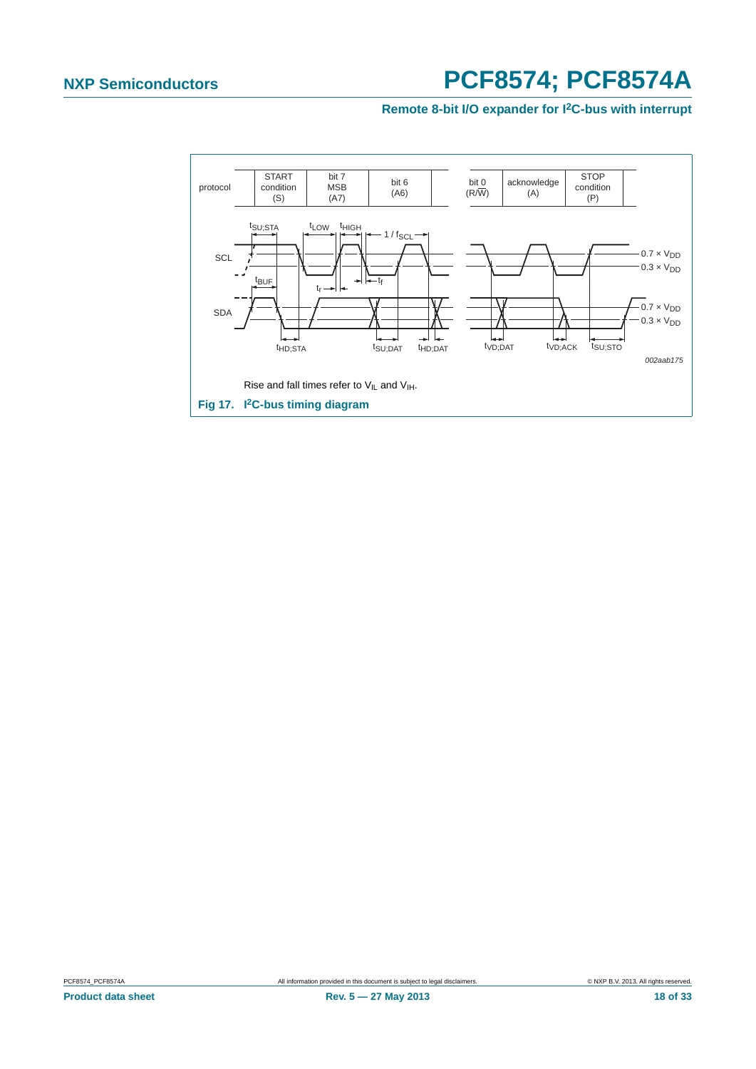Rise and fall times refer to $V_{IL}$ and $V_{IH}$.

**Fig 17. I²C-bus timing diagram**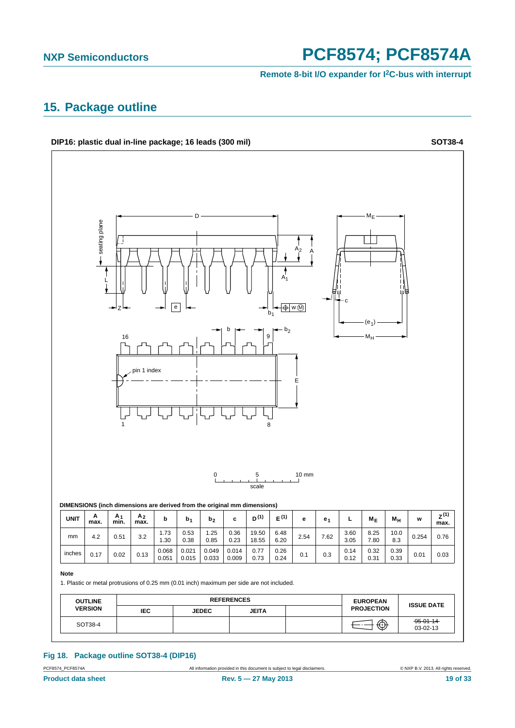## 15. Package outline

**DIP16: plastic dual in-line package; 16 leads (300 mil)** **SOT38-4**

**DIMENSIONS (inch dimensions are derived from the original mm dimensions)**

| UNIT | A max. | $A_1$ min. | $A_2$ max. | b | $b_1$ | $b_2$ | c | D (1) | E (1) | e | $e_1$ | L | $M_E$ | $M_H$ | w | Z (1) max. |
|---|---|---|---|---|---|---|---|---|---|---|---|---|---|---|---|---|
| mm | 4.2 | 0.51 | 3.2 | 1.73<br>1.30 | 0.53<br>0.38 | 1.25<br>0.85 | 0.36<br>0.23 | 19.50<br>18.55 | 6.48<br>6.20 | 2.54 | 7.62 | 3.60<br>3.05 | 8.25<br>7.80 | 10.0<br>8.3 | 0.254 | 0.76 |
| inches | 0.17 | 0.02 | 0.13 | 0.068<br>0.051 | 0.021<br>0.015 | 0.049<br>0.033 | 0.014<br>0.009 | 0.77<br>0.73 | 0.26<br>0.24 | 0.1 | 0.3 | 0.14<br>0.12 | 0.32<br>0.31 | 0.39<br>0.33 | 0.01 | 0.03 |

**Note**

1. Plastic or metal protrusions of 0.25 mm (0.01 inch) maximum per side are not included.

| OUTLINE VERSION | REFERENCES | | | | EUROPEAN PROJECTION | ISSUE DATE |
|---|---|---|---|---|---|---|
| | IEC | JEDEC | JEITA | | | |
| SOT38-4 | | | | | | ~~95-01-14~~<br>03-02-13 |

**Fig 18. Package outline SOT38-4 (DIP16)**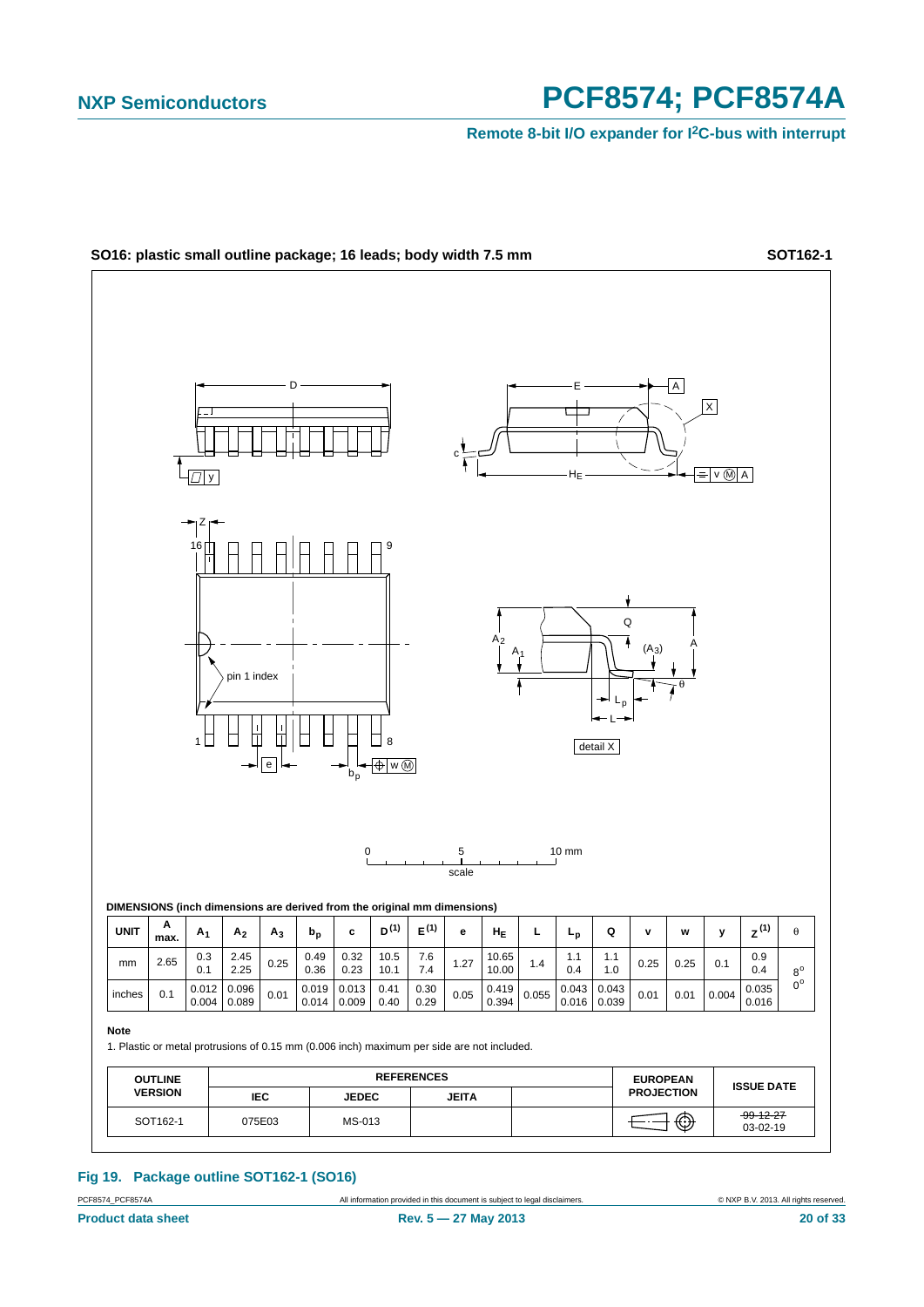**SO16: plastic small outline package; 16 leads; body width 7.5 mm** **SOT162-1**

**DIMENSIONS (inch dimensions are derived from the original mm dimensions)**

| UNIT | A max. | $A_1$ | $A_2$ | $A_3$ | $b_p$ | c | $D^{(1)}$ | $E^{(1)}$ | e | $H_E$ | L | $L_p$ | Q | v | w | y | $Z^{(1)}$ | θ |
|---|---|---|---|---|---|---|---|---|---|---|---|---|---|---|---|---|---|---|
| mm | 2.65 | 0.3 0.1 | 2.45 2.25 | 0.25 | 0.49 0.36 | 0.32 0.23 | 10.5 10.1 | 7.6 7.4 | 1.27 | 10.65 10.00 | 1.4 | 1.1 0.4 | 1.1 1.0 | 0.25 | 0.25 | 0.1 | 0.9 0.4 | 8° 0° |
| inches | 0.1 | 0.012 0.004 | 0.096 0.089 | 0.01 | 0.019 0.014 | 0.013 0.009 | 0.41 0.40 | 0.30 0.29 | 0.05 | 0.419 0.394 | 0.055 | 0.043 0.016 | 0.043 0.039 | 0.01 | 0.01 | 0.004 | 0.035 0.016 | |

**Note**

1. Plastic or metal protrusions of 0.15 mm (0.006 inch) maximum per side are not included.

| OUTLINE VERSION | REFERENCES | | | | EUROPEAN PROJECTION | ISSUE DATE |
|---|---|---|---|---|---|---|
| | IEC | JEDEC | JEITA | | | |
| SOT162-1 | 075E03 | MS-013 | | | | ~~99-12-27~~ 03-02-19 |

**Fig 19. Package outline SOT162-1 (SO16)**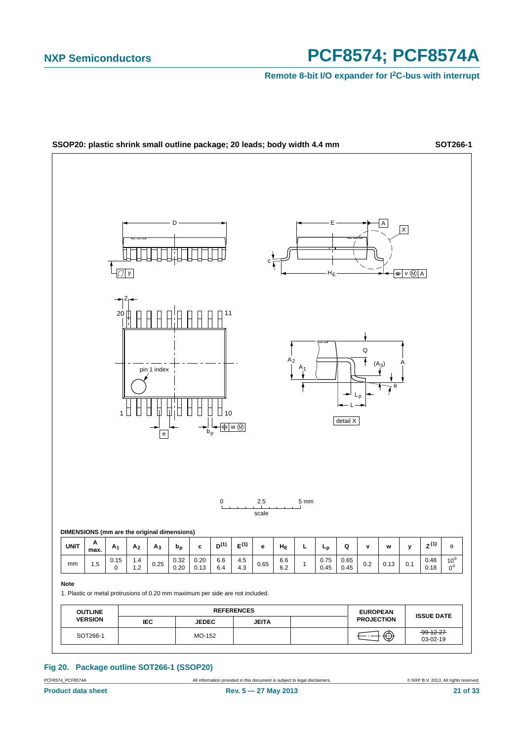**SSOP20: plastic shrink small outline package; 20 leads; body width 4.4 mm** **SOT266-1**

DIMENSIONS (mm are the original dimensions)

| UNIT | A max. | $A_1$ | $A_2$ | $A_3$ | $b_p$ | c | $D^{(1)}$ | $E^{(1)}$ | e | $H_E$ | L | $L_p$ | Q | v | w | y | $Z^{(1)}$ | θ |
|---|---|---|---|---|---|---|---|---|---|---|---|---|---|---|---|---|---|---|
| mm | 1.5 | 0.15<br>0 | 1.4<br>1.2 | 0.25 | 0.32<br>0.20 | 0.20<br>0.13 | 6.6<br>6.4 | 4.5<br>4.3 | 0.65 | 6.6<br>6.2 | 1 | 0.75<br>0.45 | 0.65<br>0.45 | 0.2 | 0.13 | 0.1 | 0.48<br>0.18 | 10°<br>0° |

**Note**

1. Plastic or metal protrusions of 0.20 mm maximum per side are not included.

| OUTLINE VERSION | REFERENCES | | | | EUROPEAN PROJECTION | ISSUE DATE |
|---|---|---|---|---|---|---|
| | IEC | JEDEC | JEITA | | | |
| SOT266-1 | | MO-152 | | | | ~~99-12-27~~<br>03-02-19 |

**Fig 20. Package outline SOT266-1 (SSOP20)**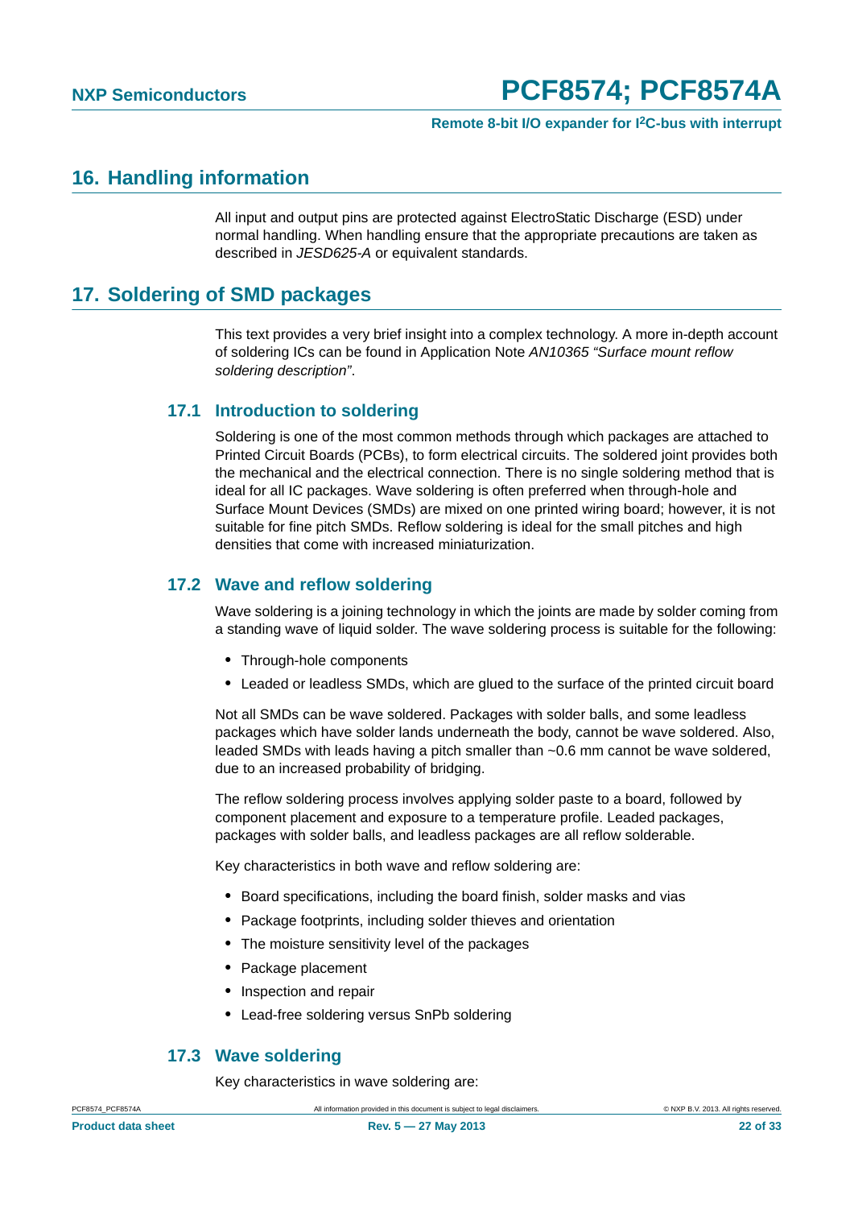## 16. Handling information

All input and output pins are protected against ElectroStatic Discharge (ESD) under normal handling. When handling ensure that the appropriate precautions are taken as described in *JESD625-A* or equivalent standards.

## 17. Soldering of SMD packages

This text provides a very brief insight into a complex technology. A more in-depth account of soldering ICs can be found in Application Note *AN10365 "Surface mount reflow soldering description"*.

### 17.1 Introduction to soldering

Soldering is one of the most common methods through which packages are attached to Printed Circuit Boards (PCBs), to form electrical circuits. The soldered joint provides both the mechanical and the electrical connection. There is no single soldering method that is ideal for all IC packages. Wave soldering is often preferred when through-hole and Surface Mount Devices (SMDs) are mixed on one printed wiring board; however, it is not suitable for fine pitch SMDs. Reflow soldering is ideal for the small pitches and high densities that come with increased miniaturization.

### 17.2 Wave and reflow soldering

Wave soldering is a joining technology in which the joints are made by solder coming from a standing wave of liquid solder. The wave soldering process is suitable for the following:

- Through-hole components
- Leaded or leadless SMDs, which are glued to the surface of the printed circuit board

Not all SMDs can be wave soldered. Packages with solder balls, and some leadless packages which have solder lands underneath the body, cannot be wave soldered. Also, leaded SMDs with leads having a pitch smaller than ~0.6 mm cannot be wave soldered, due to an increased probability of bridging.

The reflow soldering process involves applying solder paste to a board, followed by component placement and exposure to a temperature profile. Leaded packages, packages with solder balls, and leadless packages are all reflow solderable.

Key characteristics in both wave and reflow soldering are:

- Board specifications, including the board finish, solder masks and vias
- Package footprints, including solder thieves and orientation
- The moisture sensitivity level of the packages
- Package placement
- Inspection and repair
- Lead-free soldering versus SnPb soldering

### 17.3 Wave soldering

Key characteristics in wave soldering are: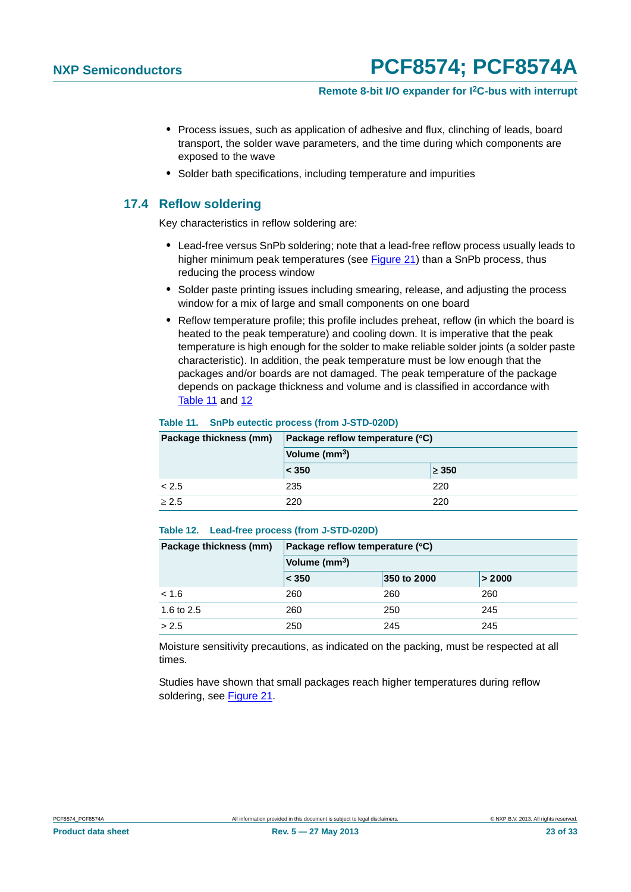- Process issues, such as application of adhesive and flux, clinching of leads, board transport, the solder wave parameters, and the time during which components are exposed to the wave
- Solder bath specifications, including temperature and impurities

## 17.4 Reflow soldering

Key characteristics in reflow soldering are:

- Lead-free versus SnPb soldering; note that a lead-free reflow process usually leads to higher minimum peak temperatures (see Figure 21) than a SnPb process, thus reducing the process window
- Solder paste printing issues including smearing, release, and adjusting the process window for a mix of large and small components on one board
- Reflow temperature profile; this profile includes preheat, reflow (in which the board is heated to the peak temperature) and cooling down. It is imperative that the peak temperature is high enough for the solder to make reliable solder joints (a solder paste characteristic). In addition, the peak temperature must be low enough that the packages and/or boards are not damaged. The peak temperature of the package depends on package thickness and volume and is classified in accordance with Table 11 and 12

**Table 11. SnPb eutectic process (from J-STD-020D)**

| Package thickness (mm) | Package reflow temperature (°C) | |
|---|---|---|
| | Volume ($mm^3$) | |
| | < 350 | ≥ 350 |
| < 2.5 | 235 | 220 |
| ≥ 2.5 | 220 | 220 |

**Table 12. Lead-free process (from J-STD-020D)**

| Package thickness (mm) | Package reflow temperature (°C) | | |
|---|---|---|---|
| | Volume ($mm^3$) | | |
| | < 350 | 350 to 2000 | > 2000 |
| < 1.6 | 260 | 260 | 260 |
| 1.6 to 2.5 | 260 | 250 | 245 |
| > 2.5 | 250 | 245 | 245 |

Moisture sensitivity precautions, as indicated on the packing, must be respected at all times.

Studies have shown that small packages reach higher temperatures during reflow soldering, see Figure 21.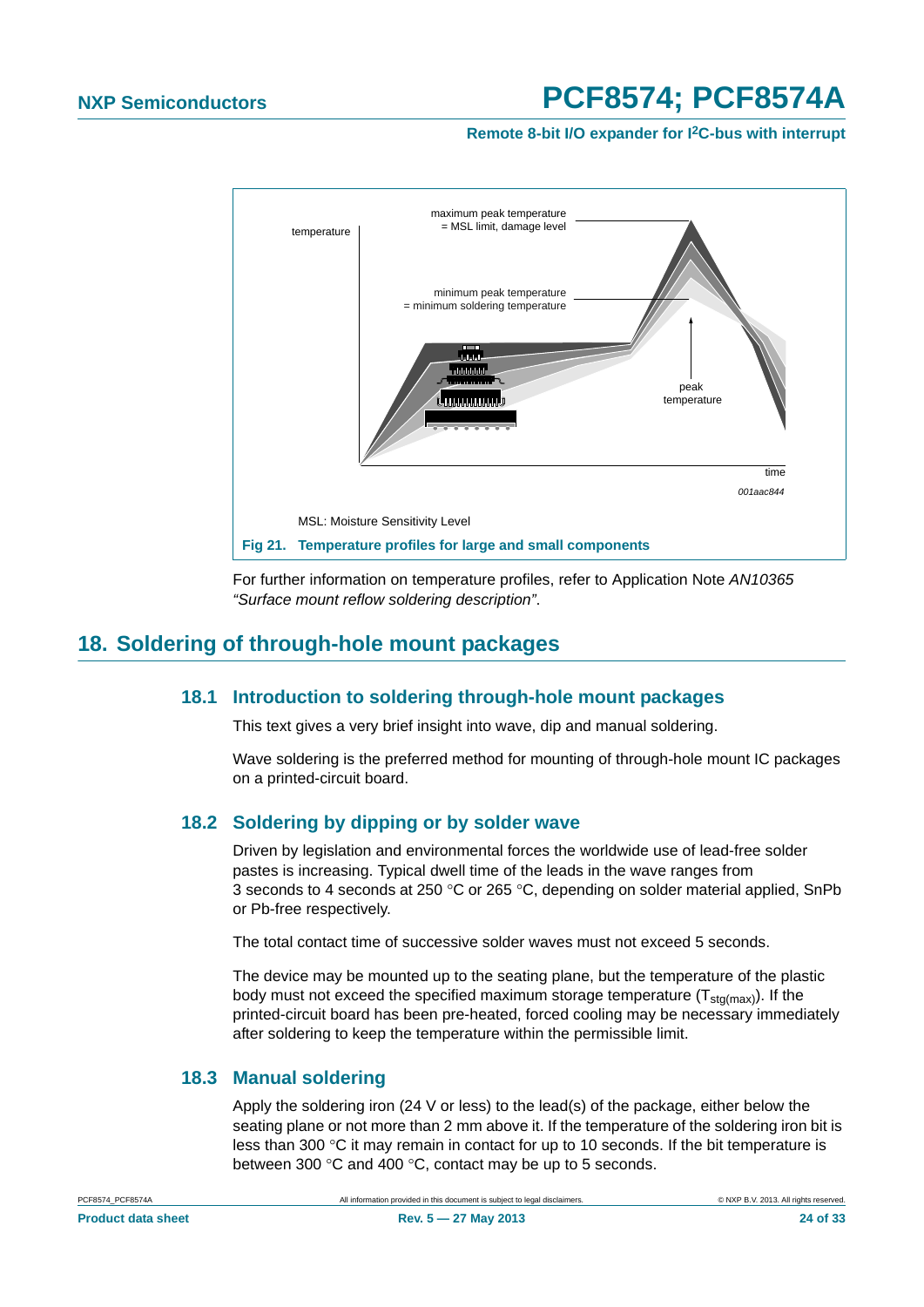MSL: Moisture Sensitivity Level

**Fig 21. Temperature profiles for large and small components**

For further information on temperature profiles, refer to Application Note *AN10365 "Surface mount reflow soldering description"*.

# 18. Soldering of through-hole mount packages

## 18.1 Introduction to soldering through-hole mount packages

This text gives a very brief insight into wave, dip and manual soldering.

Wave soldering is the preferred method for mounting of through-hole mount IC packages on a printed-circuit board.

## 18.2 Soldering by dipping or by solder wave

Driven by legislation and environmental forces the worldwide use of lead-free solder pastes is increasing. Typical dwell time of the leads in the wave ranges from 3 seconds to 4 seconds at 250 °C or 265 °C, depending on solder material applied, SnPb or Pb-free respectively.

The total contact time of successive solder waves must not exceed 5 seconds.

The device may be mounted up to the seating plane, but the temperature of the plastic body must not exceed the specified maximum storage temperature ($T_{stg(max)}$). If the printed-circuit board has been pre-heated, forced cooling may be necessary immediately after soldering to keep the temperature within the permissible limit.

## 18.3 Manual soldering

Apply the soldering iron (24 V or less) to the lead(s) of the package, either below the seating plane or not more than 2 mm above it. If the temperature of the soldering iron bit is less than 300 °C it may remain in contact for up to 10 seconds. If the bit temperature is between 300 °C and 400 °C, contact may be up to 5 seconds.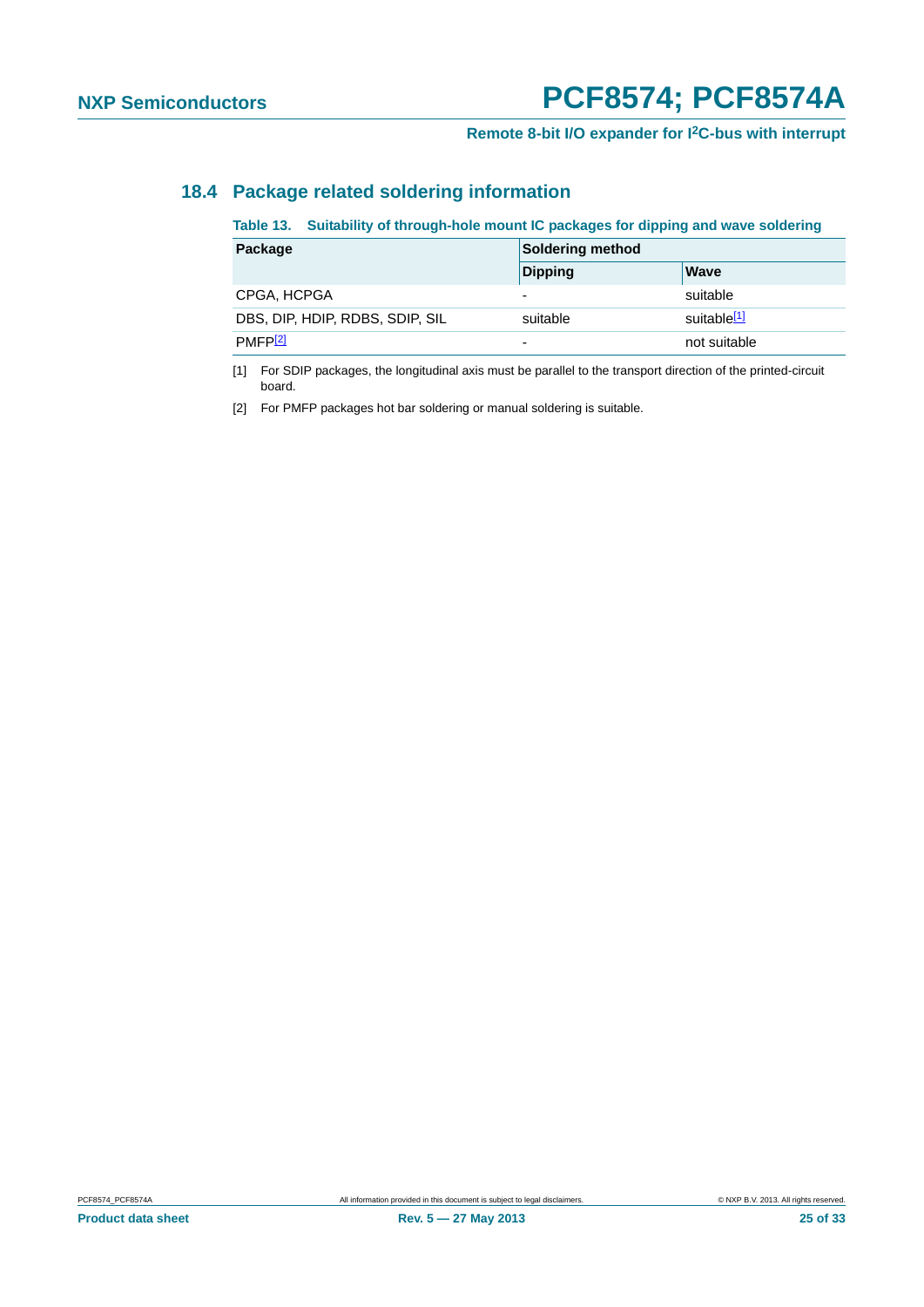### 18.4 Package related soldering information

**Table 13. Suitability of through-hole mount IC packages for dipping and wave soldering**

| Package | Soldering method | |
|---|---|---|
| | Dipping | Wave |
| CPGA, HCPGA | - | suitable |
| DBS, DIP, HDIP, RDBS, SDIP, SIL | suitable | suitable[1] |
| PMFP[2] | - | not suitable |

[1] For SDIP packages, the longitudinal axis must be parallel to the transport direction of the printed-circuit board.

[2] For PMFP packages hot bar soldering or manual soldering is suitable.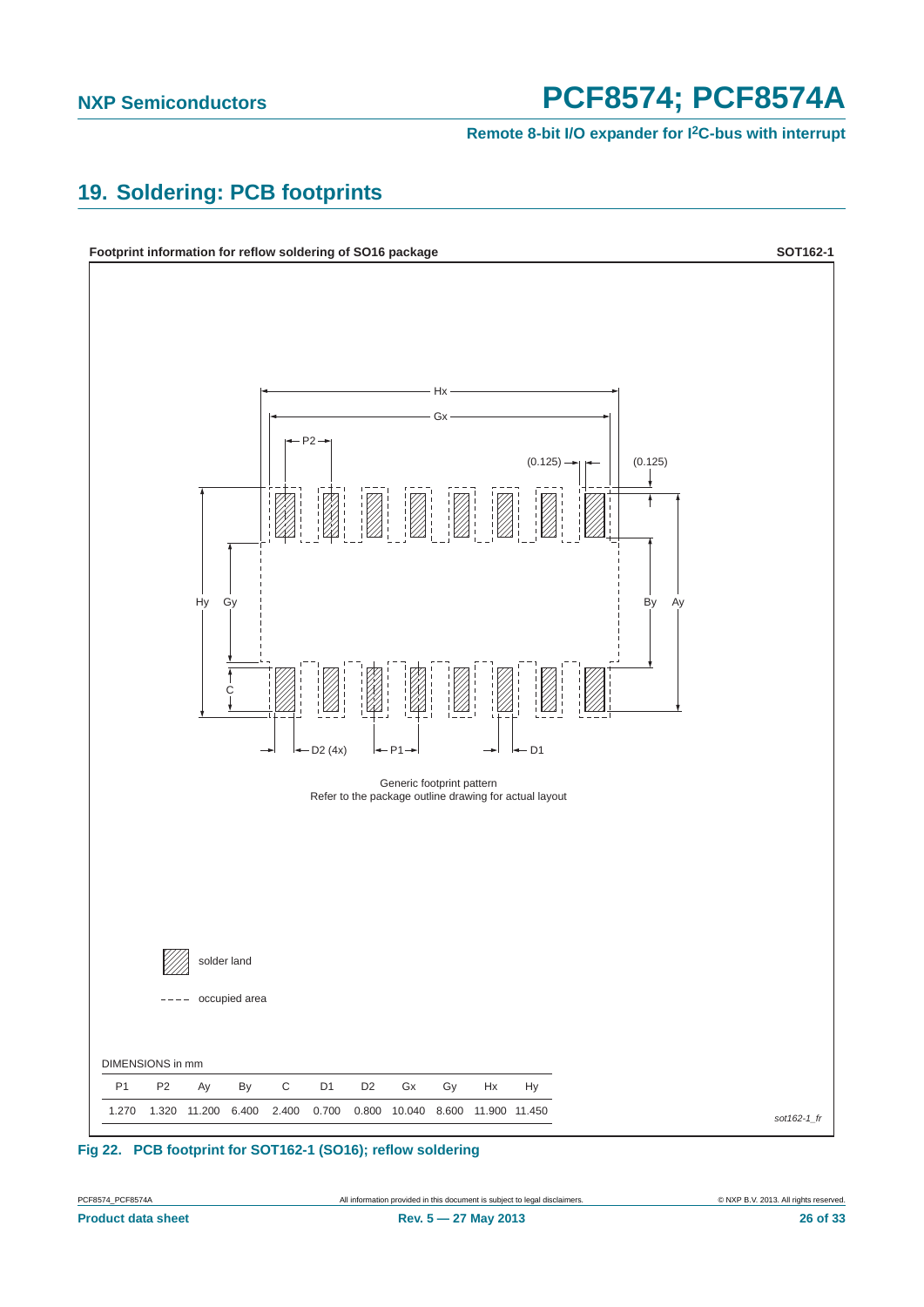# 19. Soldering: PCB footprints

**Footprint information for reflow soldering of SO16 package** **SOT162-1**

Generic footprint pattern
Refer to the package outline drawing for actual layout

solder land

occupied area

DIMENSIONS in mm

| P1 | P2 | Ay | By | C | D1 | D2 | Gx | Gy | Hx | Hy |
|---|---|---|---|---|---|---|---|---|---|---|
| 1.270 | 1.320 | 11.200 | 6.400 | 2.400 | 0.700 | 0.800 | 10.040 | 8.600 | 11.900 | 11.450 |

*sot162-1_fr*

**Fig 22. PCB footprint for SOT162-1 (SO16); reflow soldering**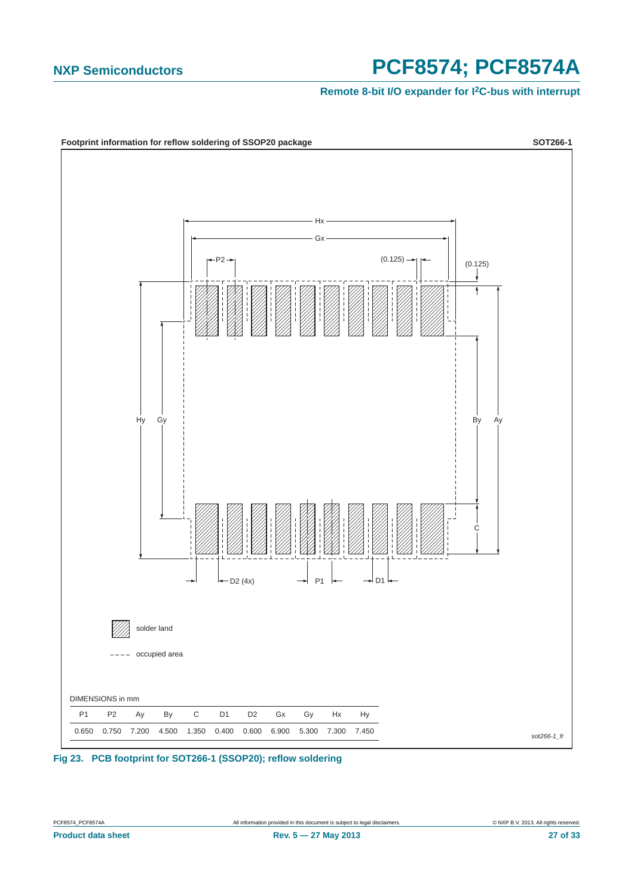**Footprint information for reflow soldering of SSOP20 package** **SOT266-1**

solder land

occupied area

DIMENSIONS in mm

| P1 | P2 | Ay | By | C | D1 | D2 | Gx | Gy | Hx | Hy |
|---|---|---|---|---|---|---|---|---|---|---|
| 0.650 | 0.750 | 7.200 | 4.500 | 1.350 | 0.400 | 0.600 | 6.900 | 5.300 | 7.300 | 7.450 |

*sot266-1_fr*

**Fig 23. PCB footprint for SOT266-1 (SSOP20); reflow soldering**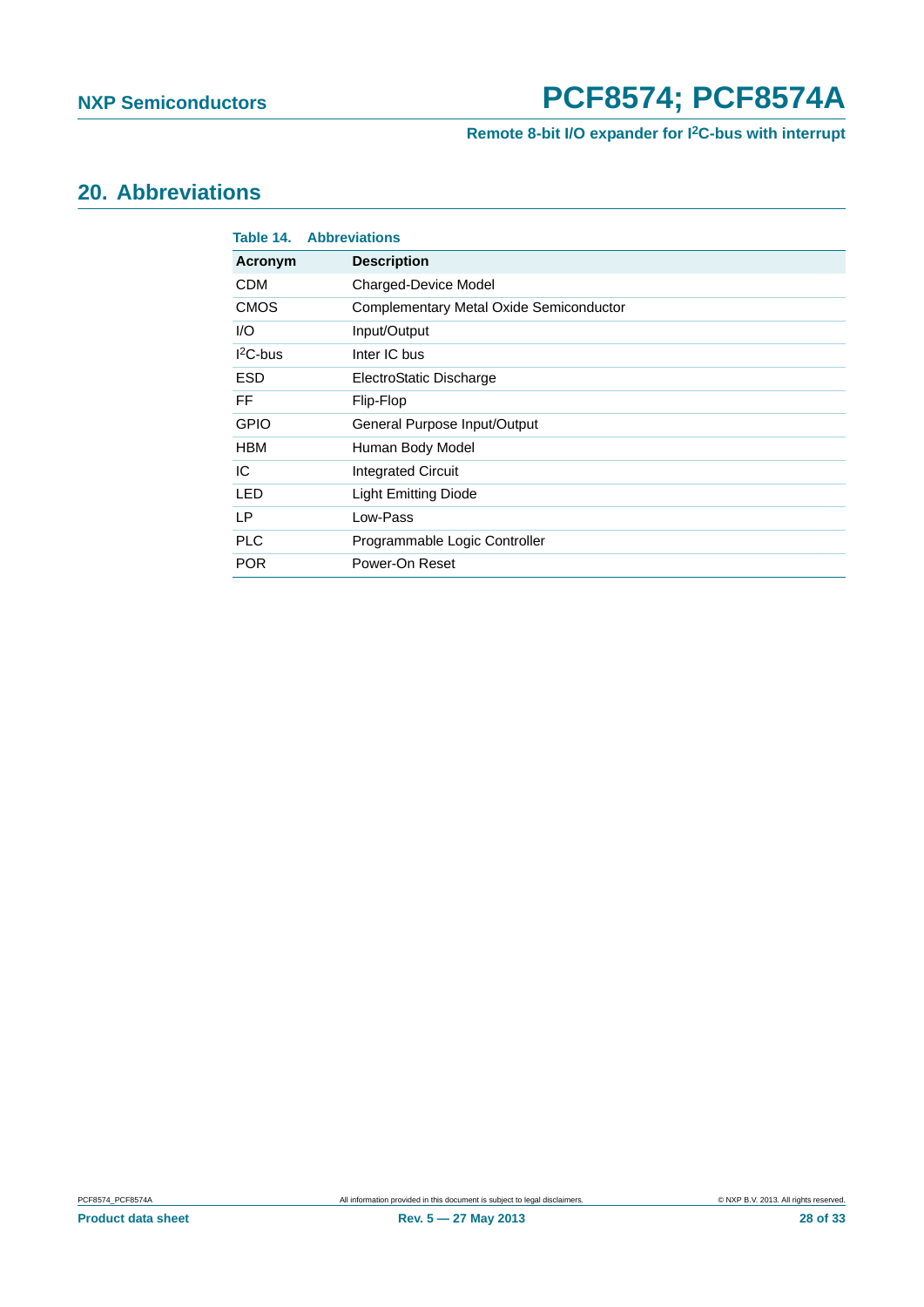## 20. Abbreviations

**Table 14. Abbreviations**

| Acronym | Description |
|---|---|
| CDM | Charged-Device Model |
| CMOS | Complementary Metal Oxide Semiconductor |
| I/O | Input/Output |
| $I^2C$-bus | Inter IC bus |
| ESD | ElectroStatic Discharge |
| FF | Flip-Flop |
| GPIO | General Purpose Input/Output |
| HBM | Human Body Model |
| IC | Integrated Circuit |
| LED | Light Emitting Diode |
| LP | Low-Pass |
| PLC | Programmable Logic Controller |
| POR | Power-On Reset |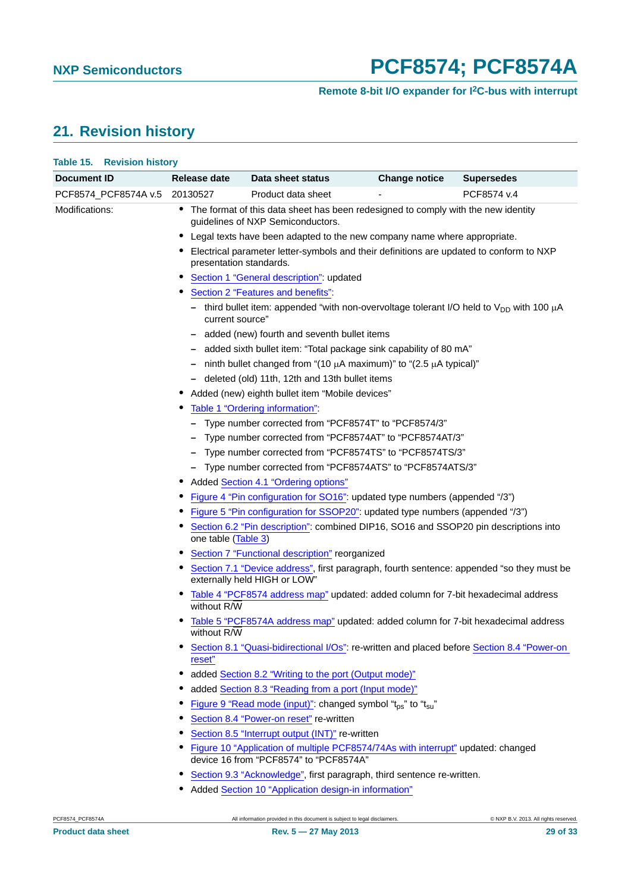## 21. Revision history

**Table 15. Revision history**

| Document ID | Release date | Data sheet status | Change notice | Supersedes |
|---|---|---|---|---|
| PCF8574_PCF8574A v.5 | 20130527 | Product data sheet | - | PCF8574 v.4 |

Modifications:

- The format of this data sheet has been redesigned to comply with the new identity guidelines of NXP Semiconductors.
- Legal texts have been adapted to the new company name where appropriate.
- Electrical parameter letter-symbols and their definitions are updated to conform to NXP presentation standards.
- Section 1 “General description”: updated
- Section 2 “Features and benefits”:
  - third bullet item: appended “with non-overvoltage tolerant I/O held to $V_{DD}$ with 100 μA current source”
  - added (new) fourth and seventh bullet items
  - added sixth bullet item: “Total package sink capability of 80 mA”
  - ninth bullet changed from “(10 μA maximum)” to “(2.5 μA typical)”
  - deleted (old) 11th, 12th and 13th bullet items
- Added (new) eighth bullet item “Mobile devices”
- Table 1 “Ordering information”:
  - Type number corrected from “PCF8574T” to “PCF8574/3”
  - Type number corrected from “PCF8574AT” to “PCF8574AT/3”
  - Type number corrected from “PCF8574TS” to “PCF8574TS/3”
  - Type number corrected from “PCF8574ATS” to “PCF8574ATS/3”
- Added Section 4.1 “Ordering options”
- Figure 4 “Pin configuration for SO16”: updated type numbers (appended “/3”)
- Figure 5 “Pin configuration for SSOP20”: updated type numbers (appended “/3”)
- Section 6.2 “Pin description”: combined DIP16, SO16 and SSOP20 pin descriptions into one table (Table 3)
- Section 7 “Functional description” reorganized
- Section 7.1 “Device address”, first paragraph, fourth sentence: appended “so they must be externally held HIGH or LOW”
- Table 4 “PCF8574 address map” updated: added column for 7-bit hexadecimal address without R/W
- Table 5 “PCF8574A address map” updated: added column for 7-bit hexadecimal address without R/W
- Section 8.1 “Quasi-bidirectional I/Os”: re-written and placed before Section 8.4 “Power-on reset”
- added Section 8.2 “Writing to the port (Output mode)”
- added Section 8.3 “Reading from a port (Input mode)”
- Figure 9 “Read mode (input)”: changed symbol “$t_{ps}$” to “$t_{su}$”
- Section 8.4 “Power-on reset” re-written
- Section 8.5 “Interrupt output (INT)” re-written
- Figure 10 “Application of multiple PCF8574/74As with interrupt” updated: changed device 16 from “PCF8574” to “PCF8574A”
- Section 9.3 “Acknowledge”, first paragraph, third sentence re-written.
- Added Section 10 “Application design-in information”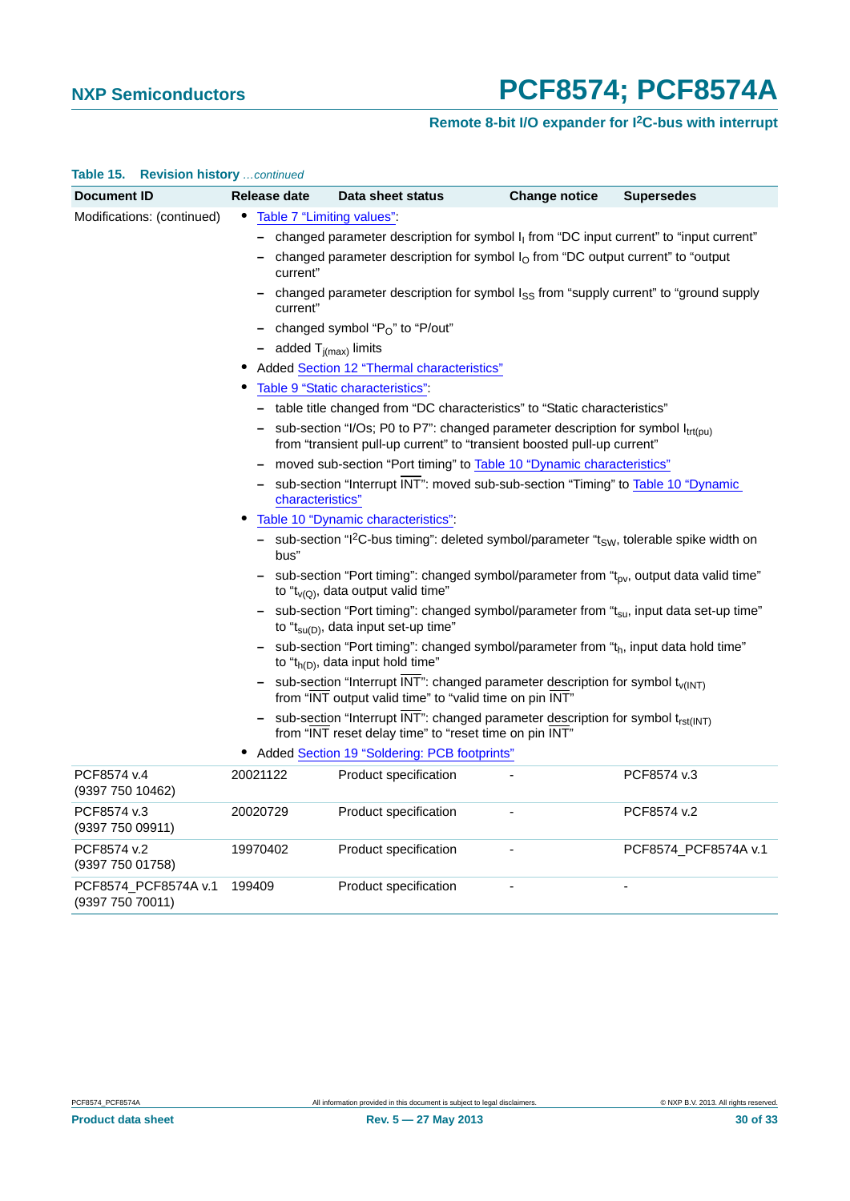**Table 15. Revision history** *...continued*

| Document ID | Release date | Data sheet status | Change notice | Supersedes |
|---|---|---|---|---|
| Modifications: (continued) | • Table 7 "Limiting values":<br>– changed parameter description for symbol $I_I$ from "DC input current" to "input current"<br>– changed parameter description for symbol $I_O$ from "DC output current" to "output current"<br>– changed parameter description for symbol $I_{SS}$ from "supply current" to "ground supply current"<br>– changed symbol "$P_O$" to "P/out"<br>– added $T_{j(max)}$ limits<br>• Added Section 12 "Thermal characteristics"<br>• Table 9 "Static characteristics":<br>– table title changed from "DC characteristics" to "Static characteristics"<br>– sub-section "I/Os; P0 to P7": changed parameter description for symbol $I_{trt(pu)}$ from "transient pull-up current" to "transient boosted pull-up current"<br>– moved sub-section "Port timing" to Table 10 "Dynamic characteristics"<br>– sub-section "Interrupt $\overline{INT}$": moved sub-sub-section "Timing" to Table 10 "Dynamic characteristics"<br>• Table 10 "Dynamic characteristics":<br>– sub-section "I²C-bus timing": deleted symbol/parameter "$t_{SW}$, tolerable spike width on bus"<br>– sub-section "Port timing": changed symbol/parameter from "$t_{pv}$, output data valid time" to "$t_{v(Q)}$, data output valid time"<br>– sub-section "Port timing": changed symbol/parameter from "$t_{su}$, input data set-up time" to "$t_{su(D)}$, data input set-up time"<br>– sub-section "Port timing": changed symbol/parameter from "$t_h$, input data hold time" to "$t_{h(D)}$, data input hold time"<br>– sub-section "Interrupt $\overline{INT}$": changed parameter description for symbol $t_{v(INT)}$ from "$\overline{INT}$ output valid time" to "valid time on pin $\overline{INT}$"<br>– sub-section "Interrupt $\overline{INT}$": changed parameter description for symbol $t_{rst(INT)}$ from "$\overline{INT}$ reset delay time" to "reset time on pin $\overline{INT}$"<br>• Added Section 19 "Soldering: PCB footprints" | | | |
| PCF8574 v.4 (9397 750 10462) | 20021122 | Product specification | - | PCF8574 v.3 |
| PCF8574 v.3 (9397 750 09911) | 20020729 | Product specification | - | PCF8574 v.2 |
| PCF8574 v.2 (9397 750 01758) | 19970402 | Product specification | - | PCF8574_PCF8574A v.1 |
| PCF8574_PCF8574A v.1 (9397 750 70011) | 199409 | Product specification | - | - |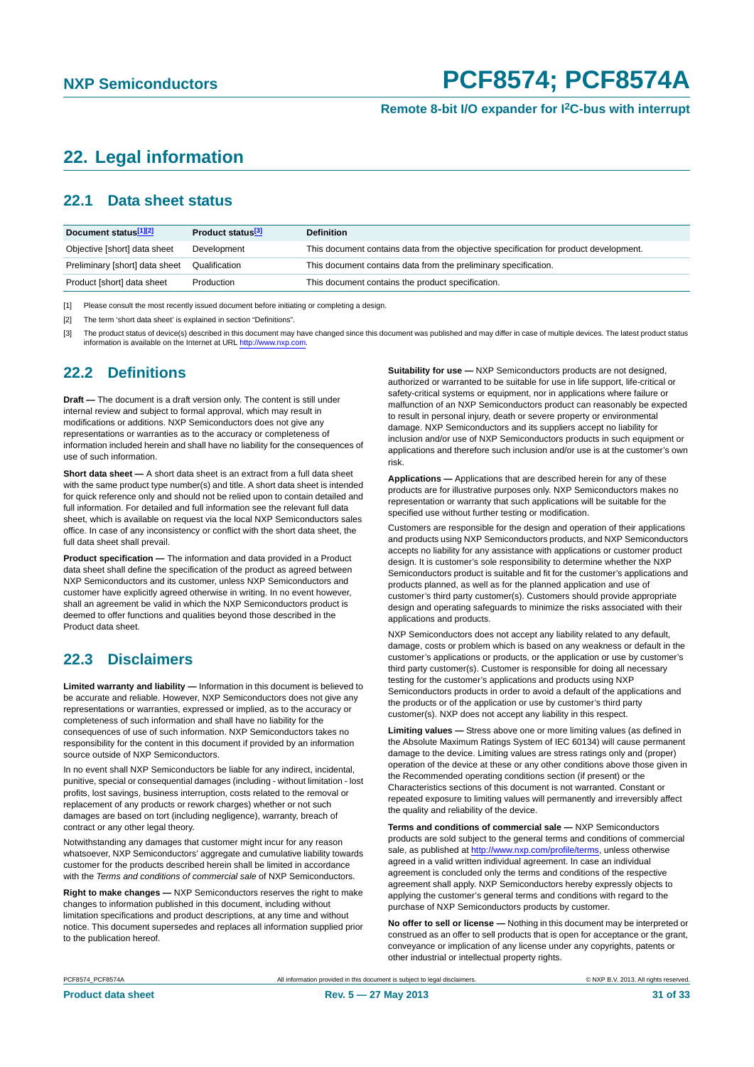# 22. Legal information

## 22.1 Data sheet status

| Document status[1][2] | Product status[3] | Definition |
|---|---|---|
| Objective [short] data sheet | Development | This document contains data from the objective specification for product development. |
| Preliminary [short] data sheet | Qualification | This document contains data from the preliminary specification. |
| Product [short] data sheet | Production | This document contains the product specification. |

[1] Please consult the most recently issued document before initiating or completing a design.

[2] The term 'short data sheet' is explained in section "Definitions".

[3] The product status of device(s) described in this document may have changed since this document was published and may differ in case of multiple devices. The latest product status information is available on the Internet at URL http://www.nxp.com.

## 22.2 Definitions

**Draft —** The document is a draft version only. The content is still under internal review and subject to formal approval, which may result in modifications or additions. NXP Semiconductors does not give any representations or warranties as to the accuracy or completeness of information included herein and shall have no liability for the consequences of use of such information.

**Short data sheet —** A short data sheet is an extract from a full data sheet with the same product type number(s) and title. A short data sheet is intended for quick reference only and should not be relied upon to contain detailed and full information. For detailed and full information see the relevant full data sheet, which is available on request via the local NXP Semiconductors sales office. In case of any inconsistency or conflict with the short data sheet, the full data sheet shall prevail.

**Product specification —** The information and data provided in a Product data sheet shall define the specification of the product as agreed between NXP Semiconductors and its customer, unless NXP Semiconductors and customer have explicitly agreed otherwise in writing. In no event however, shall an agreement be valid in which the NXP Semiconductors product is deemed to offer functions and qualities beyond those described in the Product data sheet.

## 22.3 Disclaimers

**Limited warranty and liability —** Information in this document is believed to be accurate and reliable. However, NXP Semiconductors does not give any representations or warranties, expressed or implied, as to the accuracy or completeness of such information and shall have no liability for the consequences of use of such information. NXP Semiconductors takes no responsibility for the content in this document if provided by an information source outside of NXP Semiconductors.

In no event shall NXP Semiconductors be liable for any indirect, incidental, punitive, special or consequential damages (including - without limitation - lost profits, lost savings, business interruption, costs related to the removal or replacement of any products or rework charges) whether or not such damages are based on tort (including negligence), warranty, breach of contract or any other legal theory.

Notwithstanding any damages that customer might incur for any reason whatsoever, NXP Semiconductors' aggregate and cumulative liability towards customer for the products described herein shall be limited in accordance with the *Terms and conditions of commercial sale* of NXP Semiconductors.

**Right to make changes —** NXP Semiconductors reserves the right to make changes to information published in this document, including without limitation specifications and product descriptions, at any time and without notice. This document supersedes and replaces all information supplied prior to the publication hereof.

**Suitability for use —** NXP Semiconductors products are not designed, authorized or warranted to be suitable for use in life support, life-critical or safety-critical systems or equipment, nor in applications where failure or malfunction of an NXP Semiconductors product can reasonably be expected to result in personal injury, death or severe property or environmental damage. NXP Semiconductors and its suppliers accept no liability for inclusion and/or use of NXP Semiconductors products in such equipment or applications and therefore such inclusion and/or use is at the customer's own risk.

**Applications —** Applications that are described herein for any of these products are for illustrative purposes only. NXP Semiconductors makes no representation or warranty that such applications will be suitable for the specified use without further testing or modification.

Customers are responsible for the design and operation of their applications and products using NXP Semiconductors products, and NXP Semiconductors accepts no liability for any assistance with applications or customer product design. It is customer's sole responsibility to determine whether the NXP Semiconductors product is suitable and fit for the customer's applications and products planned, as well as for the planned application and use of customer's third party customer(s). Customers should provide appropriate design and operating safeguards to minimize the risks associated with their applications and products.

NXP Semiconductors does not accept any liability related to any default, damage, costs or problem which is based on any weakness or default in the customer's applications or products, or the application or use by customer's third party customer(s). Customer is responsible for doing all necessary testing for the customer's applications and products using NXP Semiconductors products in order to avoid a default of the applications and the products or of the application or use by customer's third party customer(s). NXP does not accept any liability in this respect.

**Limiting values —** Stress above one or more limiting values (as defined in the Absolute Maximum Ratings System of IEC 60134) will cause permanent damage to the device. Limiting values are stress ratings only and (proper) operation of the device at these or any other conditions above those given in the Recommended operating conditions section (if present) or the Characteristics sections of this document is not warranted. Constant or repeated exposure to limiting values will permanently and irreversibly affect the quality and reliability of the device.

**Terms and conditions of commercial sale —** NXP Semiconductors products are sold subject to the general terms and conditions of commercial sale, as published at http://www.nxp.com/profile/terms, unless otherwise agreed in a valid written individual agreement. In case an individual agreement is concluded only the terms and conditions of the respective agreement shall apply. NXP Semiconductors hereby expressly objects to applying the customer's general terms and conditions with regard to the purchase of NXP Semiconductors products by customer.

**No offer to sell or license —** Nothing in this document may be interpreted or construed as an offer to sell products that is open for acceptance or the grant, conveyance or implication of any license under any copyrights, patents or other industrial or intellectual property rights.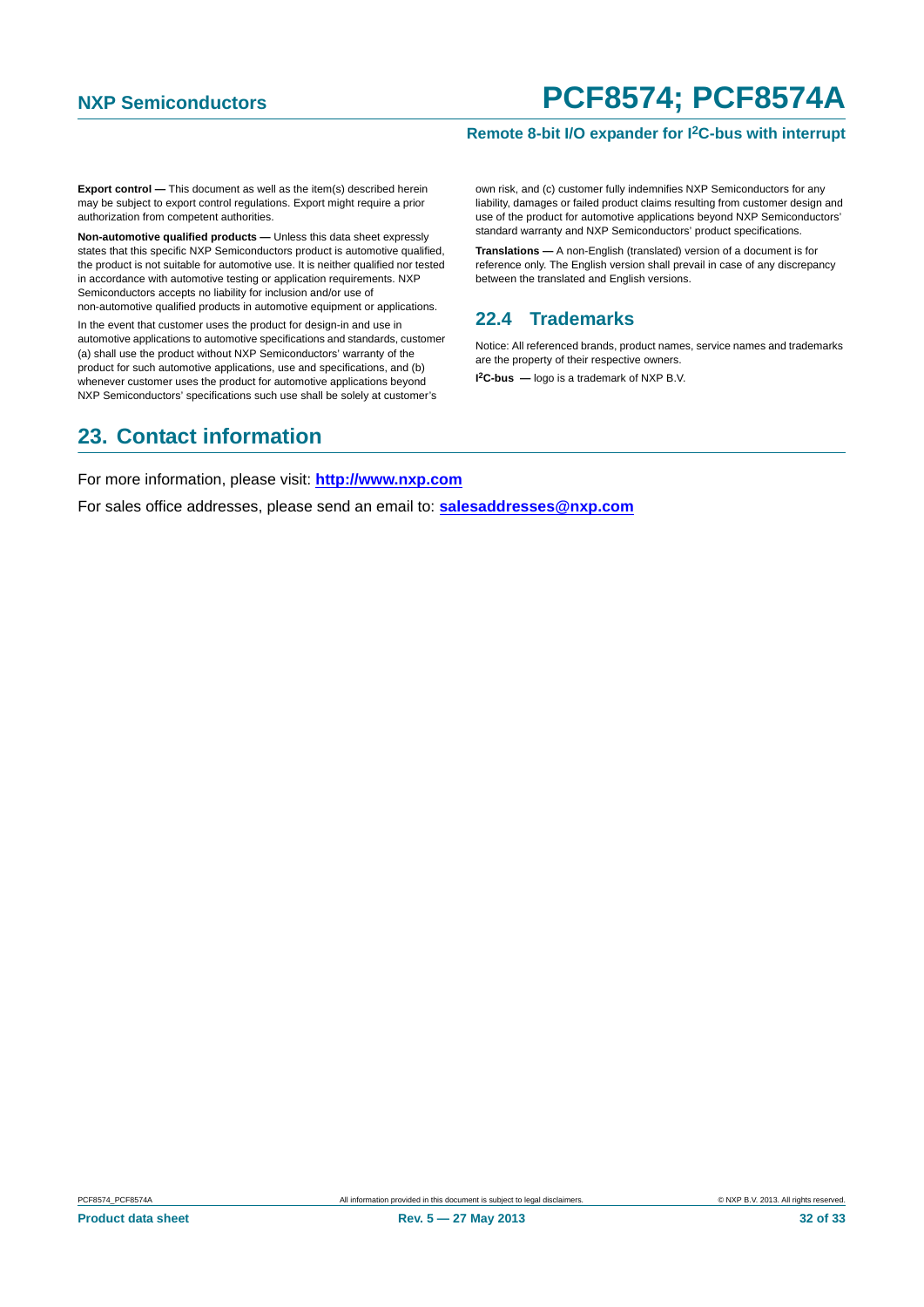**Export control —** This document as well as the item(s) described herein may be subject to export control regulations. Export might require a prior authorization from competent authorities.

**Non-automotive qualified products —** Unless this data sheet expressly states that this specific NXP Semiconductors product is automotive qualified, the product is not suitable for automotive use. It is neither qualified nor tested in accordance with automotive testing or application requirements. NXP Semiconductors accepts no liability for inclusion and/or use of non-automotive qualified products in automotive equipment or applications.

In the event that customer uses the product for design-in and use in automotive applications to automotive specifications and standards, customer (a) shall use the product without NXP Semiconductors' warranty of the product for such automotive applications, use and specifications, and (b) whenever customer uses the product for automotive applications beyond NXP Semiconductors' specifications such use shall be solely at customer's own risk, and (c) customer fully indemnifies NXP Semiconductors for any liability, damages or failed product claims resulting from customer design and use of the product for automotive applications beyond NXP Semiconductors' standard warranty and NXP Semiconductors' product specifications.

**Translations —** A non-English (translated) version of a document is for reference only. The English version shall prevail in case of any discrepancy between the translated and English versions.

### 22.4 Trademarks

Notice: All referenced brands, product names, service names and trademarks are the property of their respective owners.

**I²C-bus —** logo is a trademark of NXP B.V.

## 23. Contact information

For more information, please visit: **http://www.nxp.com**

For sales office addresses, please send an email to: **salesaddresses@nxp.com**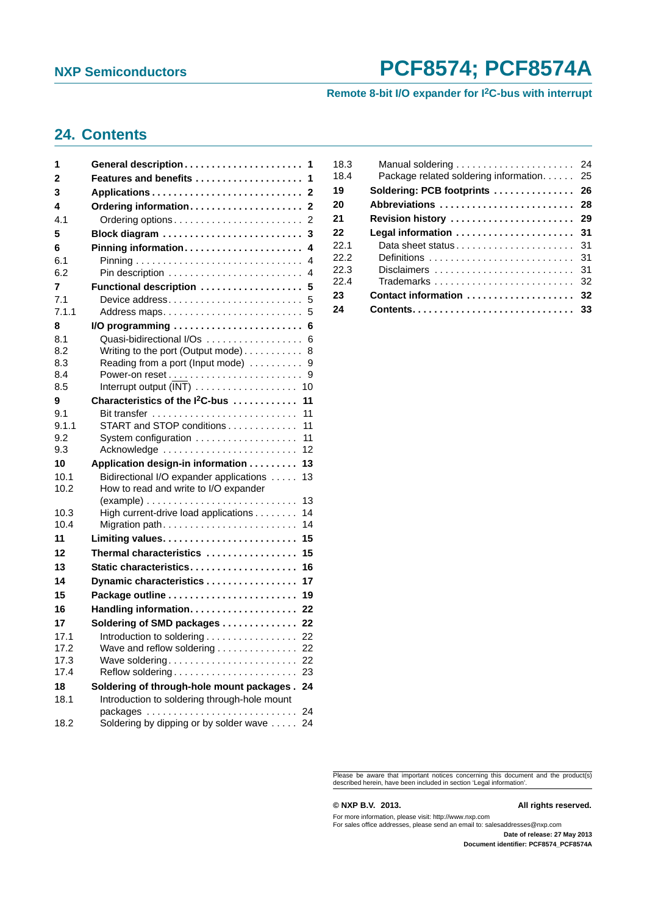## 24. Contents

| | | |
|---|---|---|
| **1** | **General description** | **1** |
| **2** | **Features and benefits** | **1** |
| **3** | **Applications** | **2** |
| **4** | **Ordering information** | **2** |
| 4.1 | Ordering options | 2 |
| **5** | **Block diagram** | **3** |
| **6** | **Pinning information** | **4** |
| 6.1 | Pinning | 4 |
| 6.2 | Pin description | 4 |
| **7** | **Functional description** | **5** |
| 7.1 | Device address | 5 |
| 7.1.1 | Address maps | 5 |
| **8** | **I/O programming** | **6** |
| 8.1 | Quasi-bidirectional I/Os | 6 |
| 8.2 | Writing to the port (Output mode) | 8 |
| 8.3 | Reading from a port (Input mode) | 9 |
| 8.4 | Power-on reset | 9 |
| 8.5 | Interrupt output ($\overline{INT}$) | 10 |
| **9** | **Characteristics of the I²C-bus** | **11** |
| 9.1 | Bit transfer | 11 |
| 9.1.1 | START and STOP conditions | 11 |
| 9.2 | System configuration | 11 |
| 9.3 | Acknowledge | 12 |
| **10** | **Application design-in information** | **13** |
| 10.1 | Bidirectional I/O expander applications | 13 |
| 10.2 | How to read and write to I/O expander (example) | 13 |
| 10.3 | High current-drive load applications | 14 |
| 10.4 | Migration path | 14 |
| **11** | **Limiting values** | **15** |
| **12** | **Thermal characteristics** | **15** |
| **13** | **Static characteristics** | **16** |
| **14** | **Dynamic characteristics** | **17** |
| **15** | **Package outline** | **19** |
| **16** | **Handling information** | **22** |
| **17** | **Soldering of SMD packages** | **22** |
| 17.1 | Introduction to soldering | 22 |
| 17.2 | Wave and reflow soldering | 22 |
| 17.3 | Wave soldering | 22 |
| 17.4 | Reflow soldering | 23 |
| **18** | **Soldering of through-hole mount packages** | **24** |
| 18.1 | Introduction to soldering through-hole mount packages | 24 |
| 18.2 | Soldering by dipping or by solder wave | 24 |
| 18.3 | Manual soldering | 24 |
| 18.4 | Package related soldering information | 25 |
| **19** | **Soldering: PCB footprints** | **26** |
| **20** | **Abbreviations** | **28** |
| **21** | **Revision history** | **29** |
| **22** | **Legal information** | **31** |
| 22.1 | Data sheet status | 31 |
| 22.2 | Definitions | 31 |
| 22.3 | Disclaimers | 31 |
| 22.4 | Trademarks | 32 |
| **23** | **Contact information** | **32** |
| **24** | **Contents** | **33** |

Please be aware that important notices concerning this document and the product(s) described herein, have been included in section 'Legal information'.

**© NXP B.V. 2013.** **All rights reserved.**

For more information, please visit: http://www.nxp.com
For sales office addresses, please send an email to: salesaddresses@nxp.com

**Date of release: 27 May 2013**
**Document identifier: PCF8574_PCF8574A**